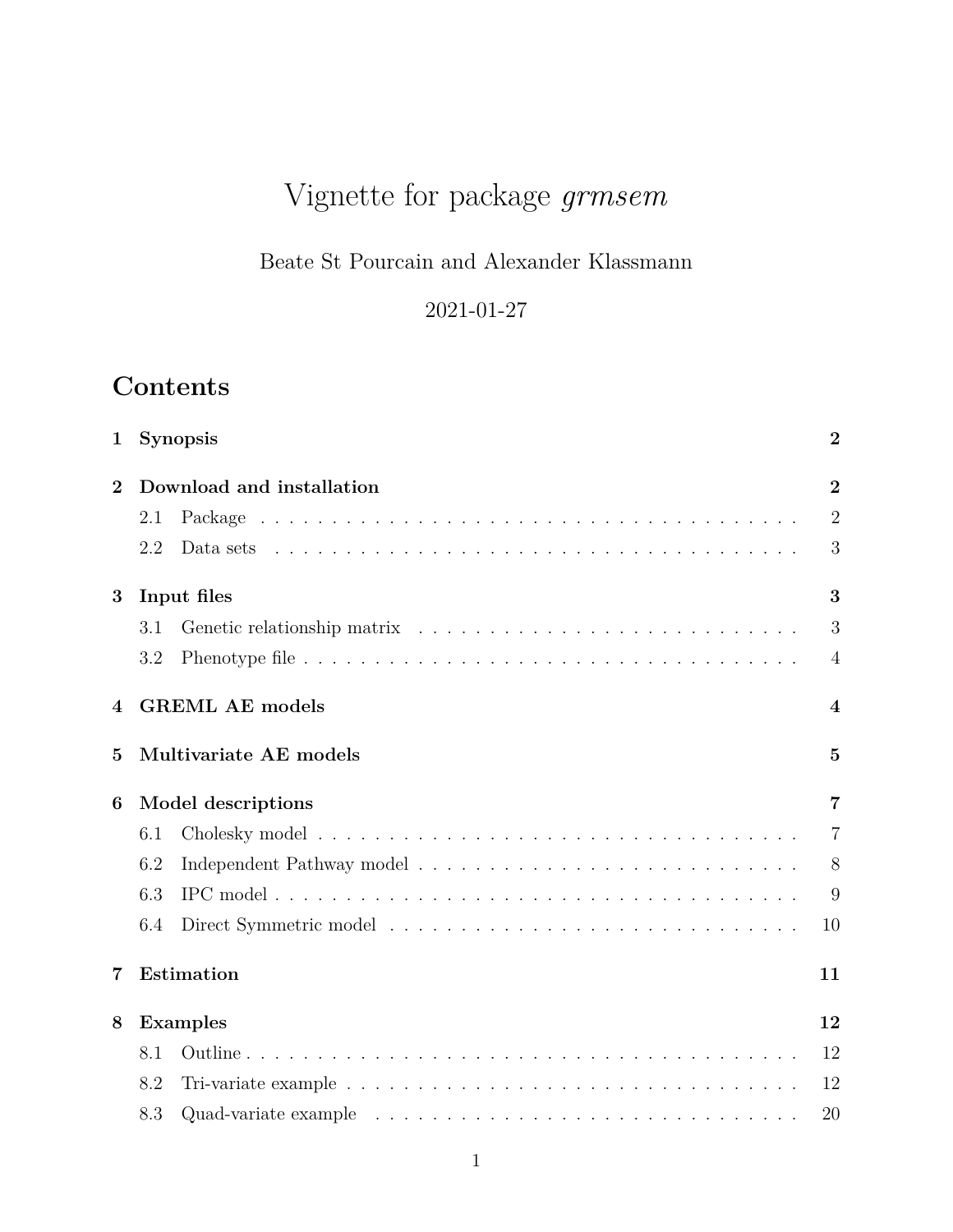# Vignette for package *grmsem*

Beate St Pourcain and Alexander Klassmann

2021-01-27

## Contents

**1 Synopsis** **2**

**2 Download and installation** **2**

- 2.1 Package . . . . . . . . . . . . . . . . . . . . . . . . . . . . . . . . . . . . . 2
- 2.2 Data sets . . . . . . . . . . . . . . . . . . . . . . . . . . . . . . . . . . . . 3

**3 Input files** **3**

- 3.1 Genetic relationship matrix . . . . . . . . . . . . . . . . . . . . . . . . . . 3
- 3.2 Phenotype file . . . . . . . . . . . . . . . . . . . . . . . . . . . . . . . . . . 4

**4 GREML AE models** **4**

**5 Multivariate AE models** **5**

**6 Model descriptions** **7**

- 6.1 Cholesky model . . . . . . . . . . . . . . . . . . . . . . . . . . . . . . . . . 7
- 6.2 Independent Pathway model . . . . . . . . . . . . . . . . . . . . . . . . . . 8
- 6.3 IPC model . . . . . . . . . . . . . . . . . . . . . . . . . . . . . . . . . . . . 9
- 6.4 Direct Symmetric model . . . . . . . . . . . . . . . . . . . . . . . . . . . . 10

**7 Estimation** **11**

**8 Examples** **12**

- 8.1 Outline . . . . . . . . . . . . . . . . . . . . . . . . . . . . . . . . . . . . . 12
- 8.2 Tri-variate example . . . . . . . . . . . . . . . . . . . . . . . . . . . . . . . 12
- 8.3 Quad-variate example . . . . . . . . . . . . . . . . . . . . . . . . . . . . . 20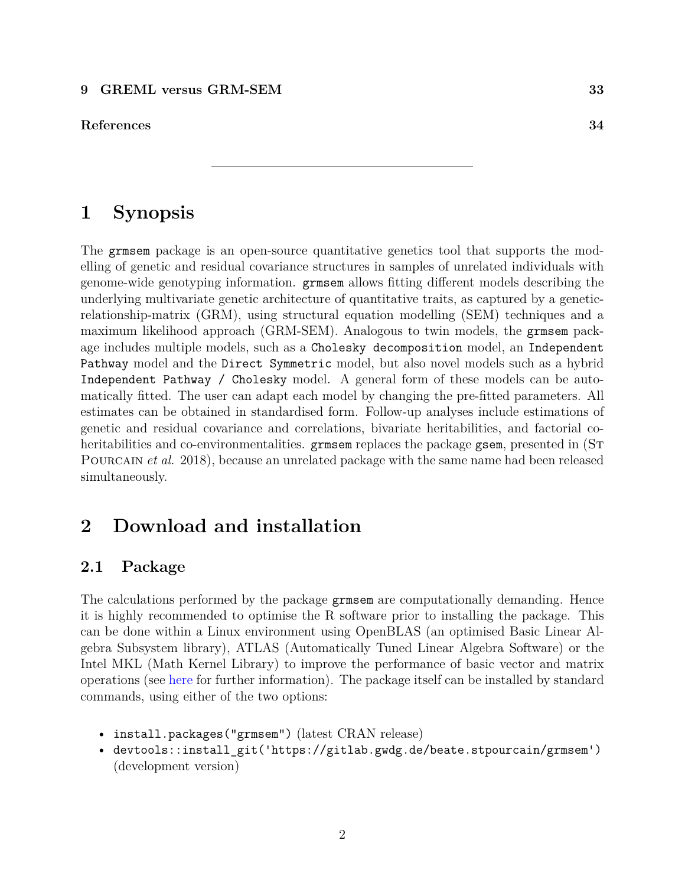**9 GREML versus GRM-SEM** **33**

**References** **34**

---

# 1 Synopsis

The `grmsem` package is an open-source quantitative genetics tool that supports the modelling of genetic and residual covariance structures in samples of unrelated individuals with genome-wide genotyping information. `grmsem` allows fitting different models describing the underlying multivariate genetic architecture of quantitative traits, as captured by a genetic-relationship-matrix (GRM), using structural equation modelling (SEM) techniques and a maximum likelihood approach (GRM-SEM). Analogous to twin models, the `grmsem` package includes multiple models, such as a `Cholesky decomposition` model, an `Independent Pathway` model and the `Direct Symmetric` model, but also novel models such as a hybrid `Independent Pathway / Cholesky` model. A general form of these models can be automatically fitted. The user can adapt each model by changing the pre-fitted parameters. All estimates can be obtained in standardised form. Follow-up analyses include estimations of genetic and residual covariance and correlations, bivariate heritabilities, and factorial co-heritabilities and co-environmentalities. `grmsem` replaces the package `gsem`, presented in (St Pourcain *et al.* 2018), because an unrelated package with the same name had been released simultaneously.

# 2 Download and installation

## 2.1 Package

The calculations performed by the package `grmsem` are computationally demanding. Hence it is highly recommended to optimise the R software prior to installing the package. This can be done within a Linux environment using OpenBLAS (an optimised Basic Linear Algebra Subsystem library), ATLAS (Automatically Tuned Linear Algebra Software) or the Intel MKL (Math Kernel Library) to improve the performance of basic vector and matrix operations (see here for further information). The package itself can be installed by standard commands, using either of the two options:

- `install.packages("grmsem")` (latest CRAN release)
- `devtools::install_git('https://gitlab.gwdg.de/beate.stpourcain/grmsem')` (development version)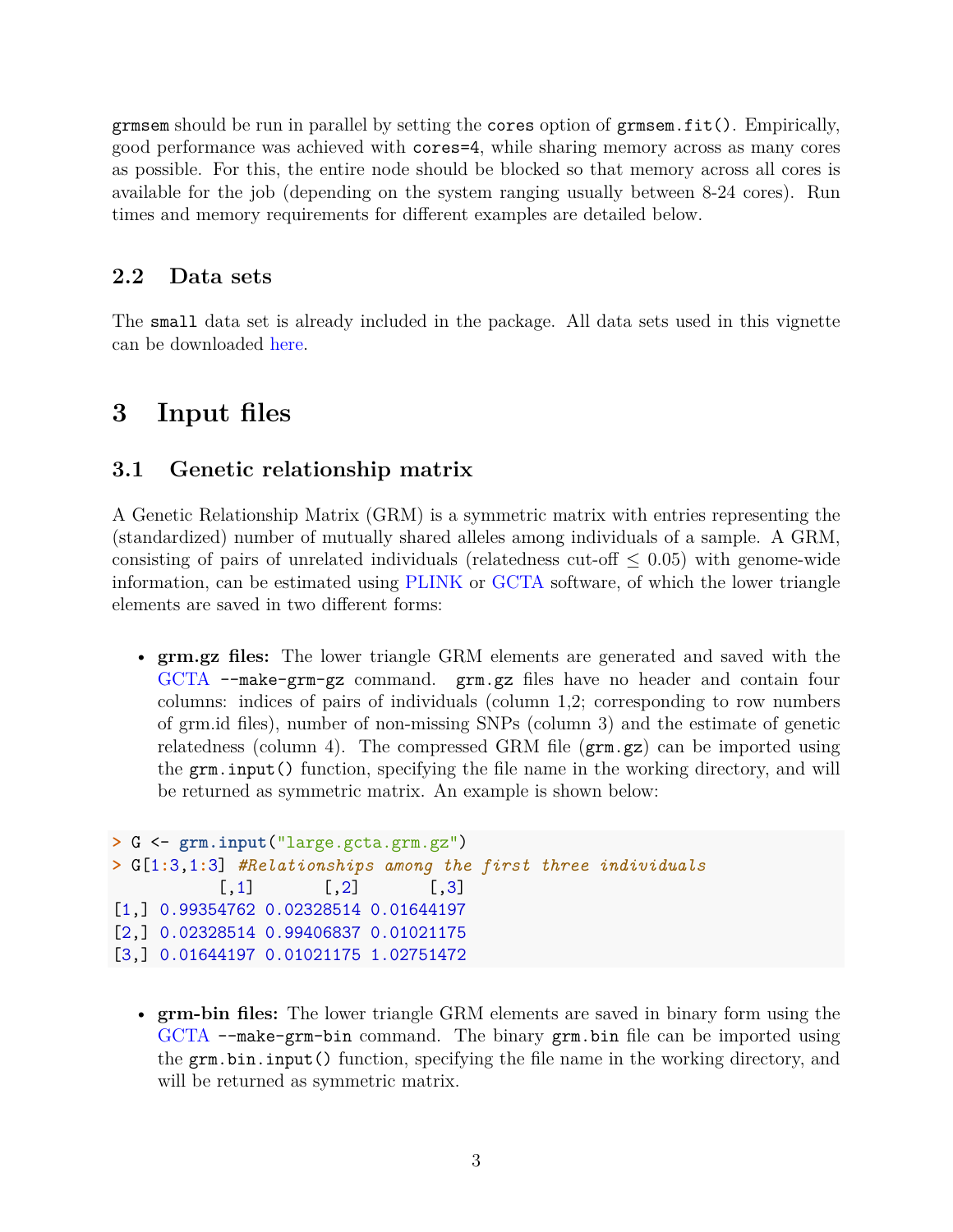grmsem should be run in parallel by setting the cores option of grmsem.fit(). Empirically, good performance was achieved with cores=4, while sharing memory across as many cores as possible. For this, the entire node should be blocked so that memory across all cores is available for the job (depending on the system ranging usually between 8-24 cores). Run times and memory requirements for different examples are detailed below.

### 2.2 Data sets

The small data set is already included in the package. All data sets used in this vignette can be downloaded here.

## 3 Input files

### 3.1 Genetic relationship matrix

A Genetic Relationship Matrix (GRM) is a symmetric matrix with entries representing the (standardized) number of mutually shared alleles among individuals of a sample. A GRM, consisting of pairs of unrelated individuals (relatedness cut-off $\leq 0.05$) with genome-wide information, can be estimated using PLINK or GCTA software, of which the lower triangle elements are saved in two different forms:

- **grm.gz files:** The lower triangle GRM elements are generated and saved with the GCTA --make-grm-gz command. grm.gz files have no header and contain four columns: indices of pairs of individuals (column 1,2; corresponding to row numbers of grm.id files), number of non-missing SNPs (column 3) and the estimate of genetic relatedness (column 4). The compressed GRM file (grm.gz) can be imported using the grm.input() function, specifying the file name in the working directory, and will be returned as symmetric matrix. An example is shown below:

```
> G <- grm.input("large.gcta.grm.gz")
> G[1:3,1:3] #Relationships among the first three individuals
           [,1]       [,2]       [,3]
[1,] 0.99354762 0.02328514 0.01644197
[2,] 0.02328514 0.99406837 0.01021175
[3,] 0.01644197 0.01021175 1.02751472
```

- **grm-bin files:** The lower triangle GRM elements are saved in binary form using the GCTA --make-grm-bin command. The binary grm.bin file can be imported using the grm.bin.input() function, specifying the file name in the working directory, and will be returned as symmetric matrix.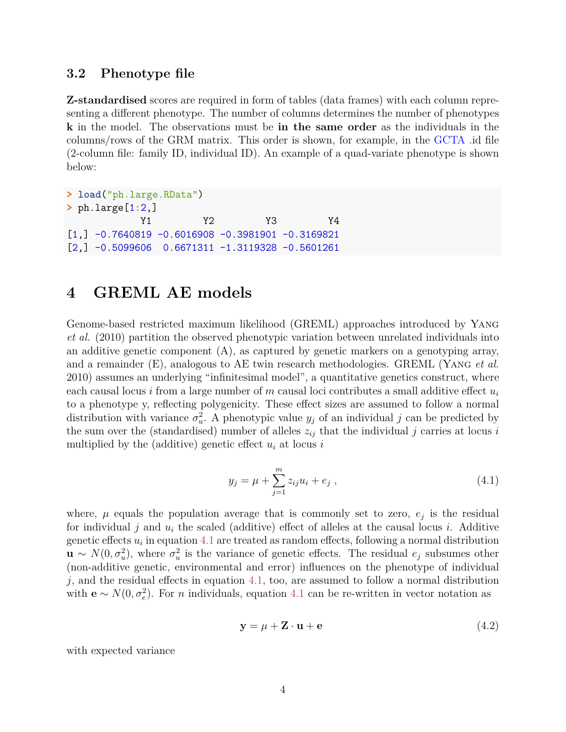### 3.2 Phenotype file

**Z-standardised** scores are required in form of tables (data frames) with each column representing a different phenotype. The number of columns determines the number of phenotypes **k** in the model. The observations must be **in the same order** as the individuals in the columns/rows of the GRM matrix. This order is shown, for example, in the GCTA .id file (2-column file: family ID, individual ID). An example of a quad-variate phenotype is shown below:

```
> load("ph.large.RData")
> ph.large[1:2,]
             Y1         Y2         Y3         Y4
[1,] -0.7640819 -0.6016908 -0.3981901 -0.3169821
[2,] -0.5099606  0.6671311 -1.3119328 -0.5601261
```

# 4 GREML AE models

Genome-based restricted maximum likelihood (GREML) approaches introduced by Yang *et al.* (2010) partition the observed phenotypic variation between unrelated individuals into an additive genetic component (A), as captured by genetic markers on a genotyping array, and a remainder (E), analogous to AE twin research methodologies. GREML (Yang *et al.* 2010) assumes an underlying "infinitesimal model", a quantitative genetics construct, where each causal locus $i$ from a large number of $m$ causal loci contributes a small additive effect $u_i$ to a phenotype y, reflecting polygenicity. These effect sizes are assumed to follow a normal distribution with variance $\sigma_u^2$. A phenotypic value $y_j$ of an individual $j$ can be predicted by the sum over the (standardised) number of alleles $z_{ij}$ that the individual $j$ carries at locus $i$ multiplied by the (additive) genetic effect $u_i$ at locus $i$

$$y_j = \mu + \sum_{j=1}^{m} z_{ij} u_i + e_j \ , \tag{4.1}$$

where, $\mu$ equals the population average that is commonly set to zero, $e_j$ is the residual for individual $j$ and $u_i$ the scaled (additive) effect of alleles at the causal locus $i$. Additive genetic effects $u_i$ in equation 4.1 are treated as random effects, following a normal distribution $\mathbf{u} \sim N(0, \sigma_u^2)$, where $\sigma_u^2$ is the variance of genetic effects. The residual $e_j$ subsumes other (non-additive genetic, environmental and error) influences on the phenotype of individual $j$, and the residual effects in equation 4.1, too, are assumed to follow a normal distribution with $\mathbf{e} \sim N(0, \sigma_e^2)$. For $n$ individuals, equation 4.1 can be re-written in vector notation as

$$\mathbf{y} = \mu + \mathbf{Z} \cdot \mathbf{u} + \mathbf{e} \tag{4.2}$$

with expected variance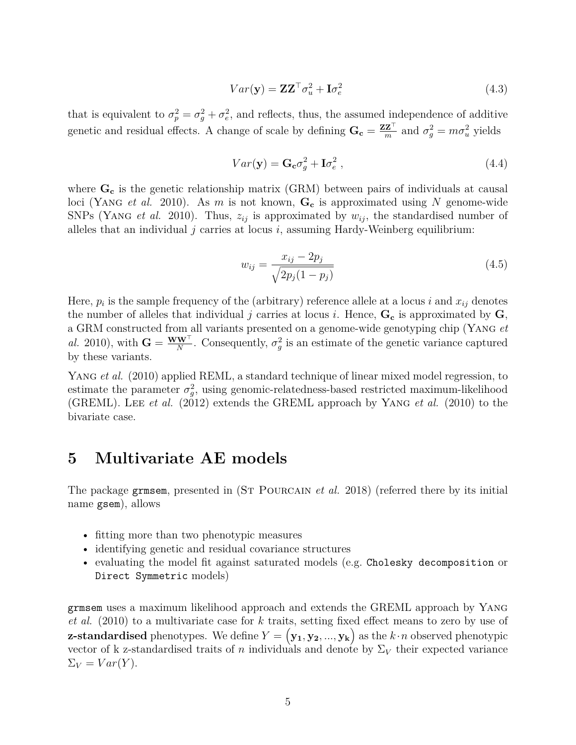$$Var(\mathbf{y}) = \mathbf{Z}\mathbf{Z}^{\top}\sigma_u^2 + \mathbf{I}\sigma_e^2 \tag{4.3}$$

that is equivalent to $\sigma_p^2 = \sigma_g^2 + \sigma_e^2$, and reflects, thus, the assumed independence of additive genetic and residual effects. A change of scale by defining $\mathbf{G_c} = \frac{\mathbf{ZZ}^{\top}}{m}$ and $\sigma_g^2 = m\sigma_u^2$ yields

$$Var(\mathbf{y}) = \mathbf{G_c}\sigma_g^2 + \mathbf{I}\sigma_e^2 \ , \tag{4.4}$$

where $\mathbf{G_c}$ is the genetic relationship matrix (GRM) between pairs of individuals at causal loci (Yang *et al.* 2010). As $m$ is not known, $\mathbf{G_c}$ is approximated using $N$ genome-wide SNPs (Yang *et al.* 2010). Thus, $z_{ij}$ is approximated by $w_{ij}$, the standardised number of alleles that an individual $j$ carries at locus $i$, assuming Hardy-Weinberg equilibrium:

$$w_{ij} = \frac{x_{ij} - 2p_j}{\sqrt{2p_j(1-p_j)}} \tag{4.5}$$

Here, $p_i$ is the sample frequency of the (arbitrary) reference allele at a locus $i$ and $x_{ij}$ denotes the number of alleles that individual $j$ carries at locus $i$. Hence, $\mathbf{G_c}$ is approximated by $\mathbf{G}$, a GRM constructed from all variants presented on a genome-wide genotyping chip (Yang *et al.* 2010), with $\mathbf{G} = \frac{\mathbf{WW}^{\top}}{N}$. Consequently, $\sigma_g^2$ is an estimate of the genetic variance captured by these variants.

Yang *et al.* (2010) applied REML, a standard technique of linear mixed model regression, to estimate the parameter $\sigma_g^2$, using genomic-relatedness-based restricted maximum-likelihood (GREML). Lee *et al.* (2012) extends the GREML approach by Yang *et al.* (2010) to the bivariate case.

# 5 Multivariate AE models

The package `grmsem`, presented in (St Pourcain *et al.* 2018) (referred there by its initial name `gsem`), allows

- fitting more than two phenotypic measures
- identifying genetic and residual covariance structures
- evaluating the model fit against saturated models (e.g. `Cholesky decomposition` or `Direct Symmetric` models)

`grmsem` uses a maximum likelihood approach and extends the GREML approach by Yang *et al.* (2010) to a multivariate case for $k$ traits, setting fixed effect means to zero by use of **z-standardised** phenotypes. We define $Y = \left(\mathbf{y_1}, \mathbf{y_2}, ..., \mathbf{y_k}\right)$ as the $k \cdot n$ observed phenotypic vector of k z-standardised traits of $n$ individuals and denote by $\Sigma_V$ their expected variance $\Sigma_V = Var(Y)$.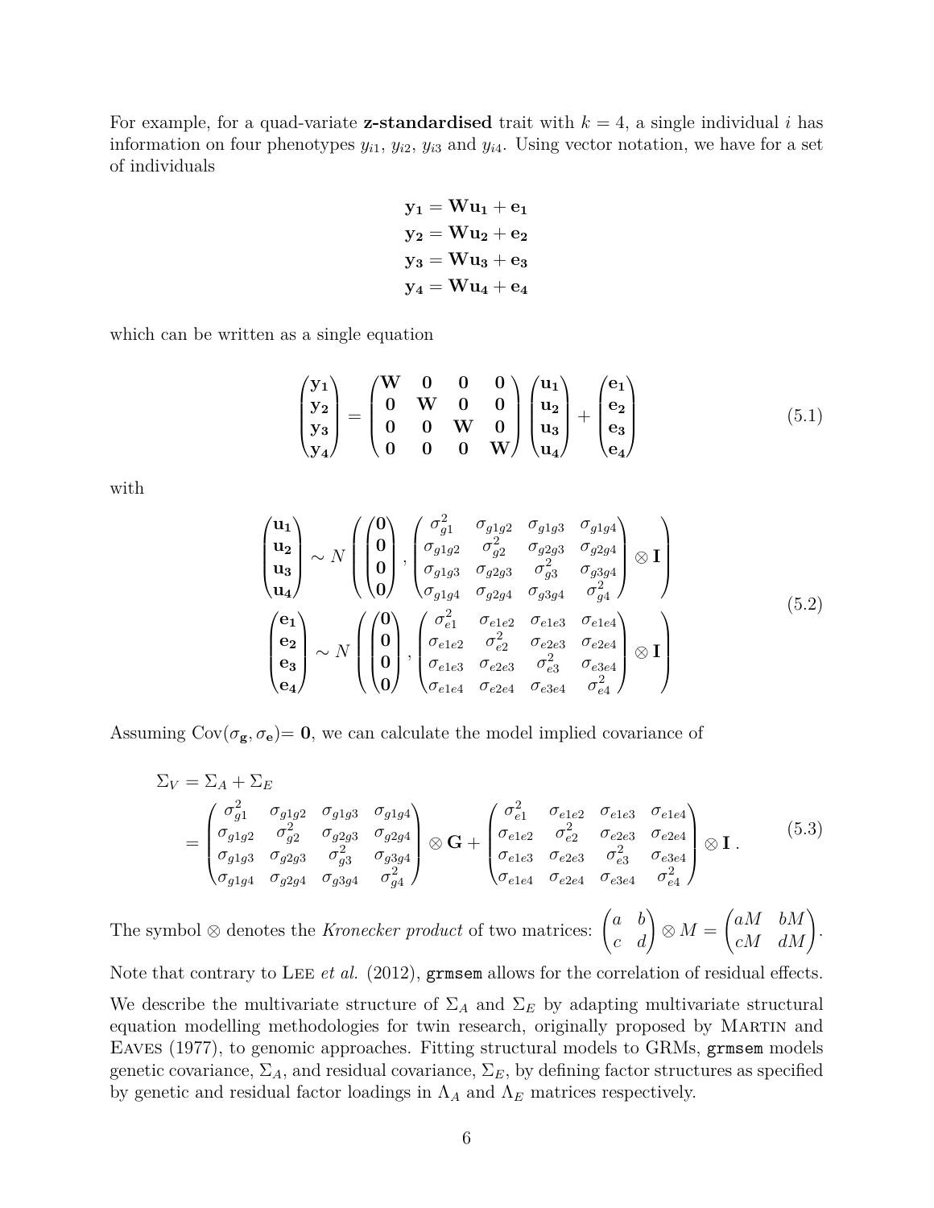For example, for a quad-variate **z-standardised** trait with $k = 4$, a single individual $i$ has information on four phenotypes $y_{i1}$, $y_{i2}$, $y_{i3}$ and $y_{i4}$. Using vector notation, we have for a set of individuals

$$
\begin{aligned}
\mathbf{y_1} &= \mathbf{W}\mathbf{u_1} + \mathbf{e_1} \\
\mathbf{y_2} &= \mathbf{W}\mathbf{u_2} + \mathbf{e_2} \\
\mathbf{y_3} &= \mathbf{W}\mathbf{u_3} + \mathbf{e_3} \\
\mathbf{y_4} &= \mathbf{W}\mathbf{u_4} + \mathbf{e_4}
\end{aligned}
$$

which can be written as a single equation

$$
\begin{pmatrix} \mathbf{y_1} \\ \mathbf{y_2} \\ \mathbf{y_3} \\ \mathbf{y_4} \end{pmatrix} = \begin{pmatrix} \mathbf{W} & \mathbf{0} & \mathbf{0} & \mathbf{0} \\ \mathbf{0} & \mathbf{W} & \mathbf{0} & \mathbf{0} \\ \mathbf{0} & \mathbf{0} & \mathbf{W} & \mathbf{0} \\ \mathbf{0} & \mathbf{0} & \mathbf{0} & \mathbf{W} \end{pmatrix} \begin{pmatrix} \mathbf{u_1} \\ \mathbf{u_2} \\ \mathbf{u_3} \\ \mathbf{u_4} \end{pmatrix} + \begin{pmatrix} \mathbf{e_1} \\ \mathbf{e_2} \\ \mathbf{e_3} \\ \mathbf{e_4} \end{pmatrix} \tag{5.1}
$$

with

$$
\begin{aligned}
\begin{pmatrix} \mathbf{u_1} \\ \mathbf{u_2} \\ \mathbf{u_3} \\ \mathbf{u_4} \end{pmatrix} &\sim N\left( \begin{pmatrix} \mathbf{0} \\ \mathbf{0} \\ \mathbf{0} \\ \mathbf{0} \end{pmatrix}, \begin{pmatrix} \sigma^2_{g1} & \sigma_{g1g2} & \sigma_{g1g3} & \sigma_{g1g4} \\ \sigma_{g1g2} & \sigma^2_{g2} & \sigma_{g2g3} & \sigma_{g2g4} \\ \sigma_{g1g3} & \sigma_{g2g3} & \sigma^2_{g3} & \sigma_{g3g4} \\ \sigma_{g1g4} & \sigma_{g2g4} & \sigma_{g3g4} & \sigma^2_{g4} \end{pmatrix} \otimes \mathbf{I} \right) \\
\begin{pmatrix} \mathbf{e_1} \\ \mathbf{e_2} \\ \mathbf{e_3} \\ \mathbf{e_4} \end{pmatrix} &\sim N\left( \begin{pmatrix} \mathbf{0} \\ \mathbf{0} \\ \mathbf{0} \\ \mathbf{0} \end{pmatrix}, \begin{pmatrix} \sigma^2_{e1} & \sigma_{e1e2} & \sigma_{e1e3} & \sigma_{e1e4} \\ \sigma_{e1e2} & \sigma^2_{e2} & \sigma_{e2e3} & \sigma_{e2e4} \\ \sigma_{e1e3} & \sigma_{e2e3} & \sigma^2_{e3} & \sigma_{e3e4} \\ \sigma_{e1e4} & \sigma_{e2e4} & \sigma_{e3e4} & \sigma^2_{e4} \end{pmatrix} \otimes \mathbf{I} \right)
\end{aligned} \tag{5.2}
$$

Assuming Cov($\sigma_{\mathbf{g}}, \sigma_{\mathbf{e}}$)= $\mathbf{0}$, we can calculate the model implied covariance of

$$
\begin{aligned}
\Sigma_V &= \Sigma_A + \Sigma_E \\
&= \begin{pmatrix} \sigma^2_{g1} & \sigma_{g1g2} & \sigma_{g1g3} & \sigma_{g1g4} \\ \sigma_{g1g2} & \sigma^2_{g2} & \sigma_{g2g3} & \sigma_{g2g4} \\ \sigma_{g1g3} & \sigma_{g2g3} & \sigma^2_{g3} & \sigma_{g3g4} \\ \sigma_{g1g4} & \sigma_{g2g4} & \sigma_{g3g4} & \sigma^2_{g4} \end{pmatrix} \otimes \mathbf{G} + \begin{pmatrix} \sigma^2_{e1} & \sigma_{e1e2} & \sigma_{e1e3} & \sigma_{e1e4} \\ \sigma_{e1e2} & \sigma^2_{e2} & \sigma_{e2e3} & \sigma_{e2e4} \\ \sigma_{e1e3} & \sigma_{e2e3} & \sigma^2_{e3} & \sigma_{e3e4} \\ \sigma_{e1e4} & \sigma_{e2e4} & \sigma_{e3e4} & \sigma^2_{e4} \end{pmatrix} \otimes \mathbf{I}\,.
\end{aligned} \tag{5.3}
$$

The symbol $\otimes$ denotes the *Kronecker product* of two matrices: $\begin{pmatrix} a & b \\ c & d \end{pmatrix} \otimes M = \begin{pmatrix} aM & bM \\ cM & dM \end{pmatrix}$.

Note that contrary to Lee *et al.* (2012), `grmsem` allows for the correlation of residual effects.

We describe the multivariate structure of $\Sigma_A$ and $\Sigma_E$ by adapting multivariate structural equation modelling methodologies for twin research, originally proposed by Martin and Eaves (1977), to genomic approaches. Fitting structural models to GRMs, `grmsem` models genetic covariance, $\Sigma_A$, and residual covariance, $\Sigma_E$, by defining factor structures as specified by genetic and residual factor loadings in $\Lambda_A$ and $\Lambda_E$ matrices respectively.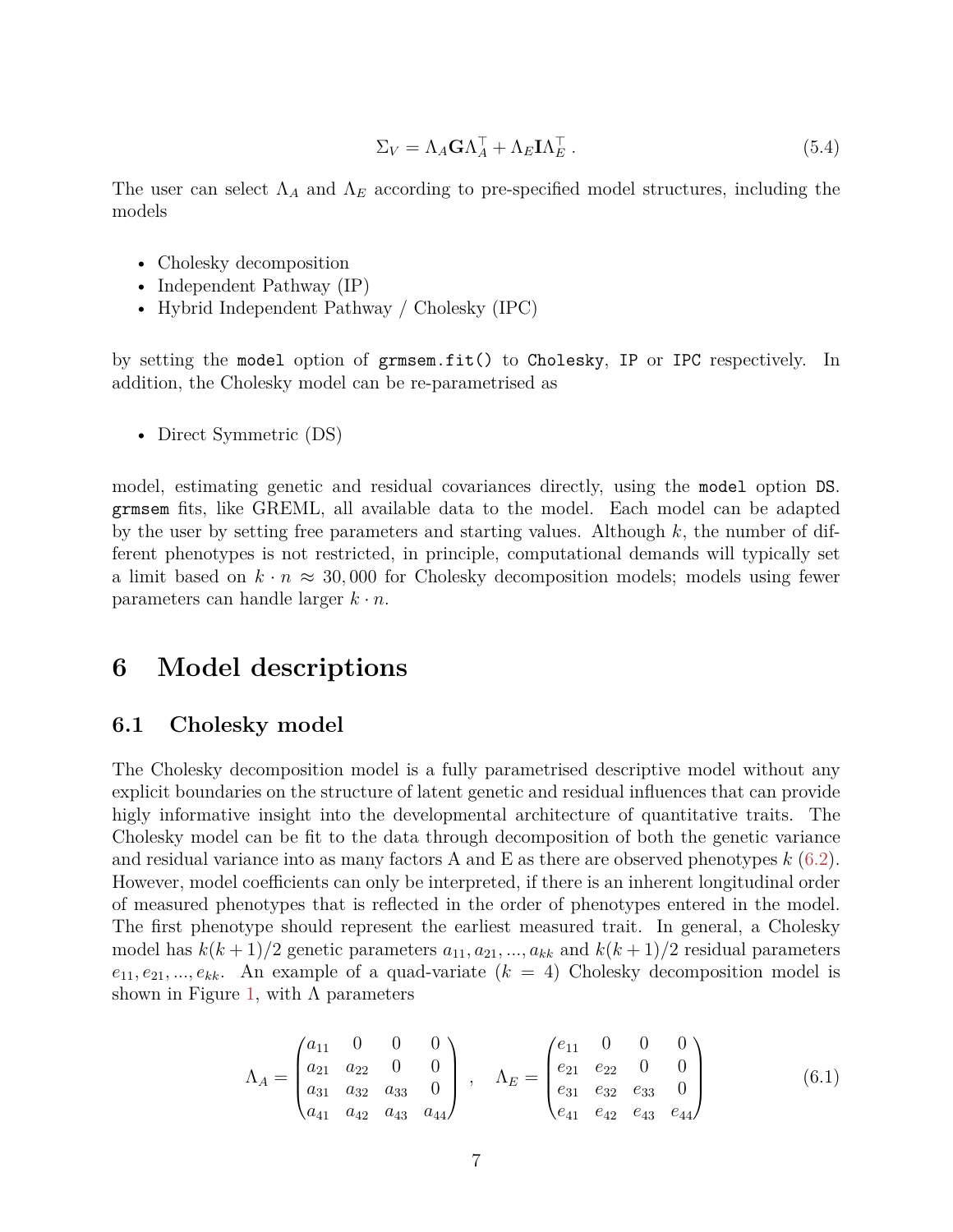$$\Sigma_V = \Lambda_A \mathbf{G} \Lambda_A^\top + \Lambda_E \mathbf{I} \Lambda_E^\top \, . \tag{5.4}$$

The user can select $\Lambda_A$ and $\Lambda_E$ according to pre-specified model structures, including the models

- Cholesky decomposition
- Independent Pathway (IP)
- Hybrid Independent Pathway / Cholesky (IPC)

by setting the `model` option of `grmsem.fit()` to `Cholesky`, `IP` or `IPC` respectively. In addition, the Cholesky model can be re-parametrised as

- Direct Symmetric (DS)

model, estimating genetic and residual covariances directly, using the `model` option `DS`. `grmsem` fits, like GREML, all available data to the model. Each model can be adapted by the user by setting free parameters and starting values. Although $k$, the number of different phenotypes is not restricted, in principle, computational demands will typically set a limit based on $k \cdot n \approx 30,000$ for Cholesky decomposition models; models using fewer parameters can handle larger $k \cdot n$.

# 6 Model descriptions

## 6.1 Cholesky model

The Cholesky decomposition model is a fully parametrised descriptive model without any explicit boundaries on the structure of latent genetic and residual influences that can provide higly informative insight into the developmental architecture of quantitative traits. The Cholesky model can be fit to the data through decomposition of both the genetic variance and residual variance into as many factors A and E as there are observed phenotypes $k$ (6.2). However, model coefficients can only be interpreted, if there is an inherent longitudinal order of measured phenotypes that is reflected in the order of phenotypes entered in the model. The first phenotype should represent the earliest measured trait. In general, a Cholesky model has $k(k+1)/2$ genetic parameters $a_{11}, a_{21}, ..., a_{kk}$ and $k(k+1)/2$ residual parameters $e_{11}, e_{21}, ..., e_{kk}$. An example of a quad-variate ($k = 4$) Cholesky decomposition model is shown in Figure 1, with $\Lambda$ parameters

$$\Lambda_A = \begin{pmatrix} a_{11} & 0 & 0 & 0 \\ a_{21} & a_{22} & 0 & 0 \\ a_{31} & a_{32} & a_{33} & 0 \\ a_{41} & a_{42} & a_{43} & a_{44} \end{pmatrix} \, , \quad \Lambda_E = \begin{pmatrix} e_{11} & 0 & 0 & 0 \\ e_{21} & e_{22} & 0 & 0 \\ e_{31} & e_{32} & e_{33} & 0 \\ e_{41} & e_{42} & e_{43} & e_{44} \end{pmatrix} \tag{6.1}$$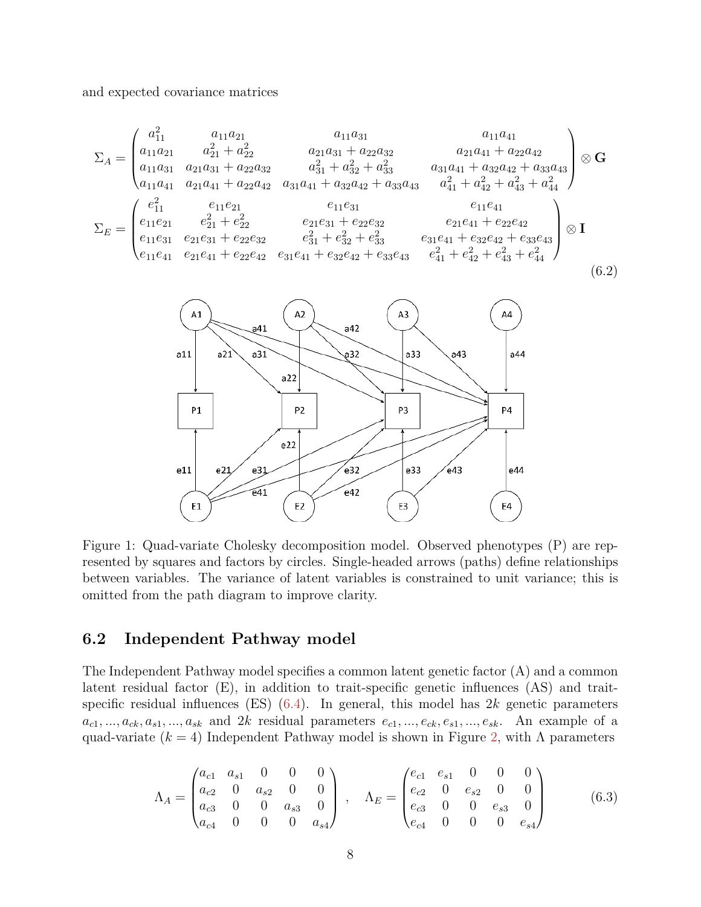and expected covariance matrices

$$
\Sigma_A = \begin{pmatrix} a_{11}^2 & a_{11}a_{21} & a_{11}a_{31} & a_{11}a_{41} \\ a_{11}a_{21} & a_{21}^2 + a_{22}^2 & a_{21}a_{31} + a_{22}a_{32} & a_{21}a_{41} + a_{22}a_{42} \\ a_{11}a_{31} & a_{21}a_{31} + a_{22}a_{32} & a_{31}^2 + a_{32}^2 + a_{33}^2 & a_{31}a_{41} + a_{32}a_{42} + a_{33}a_{43} \\ a_{11}a_{41} & a_{21}a_{41} + a_{22}a_{42} & a_{31}a_{41} + a_{32}a_{42} + a_{33}a_{43} & a_{41}^2 + a_{42}^2 + a_{43}^2 + a_{44}^2 \end{pmatrix} \otimes \mathbf{G}
$$

$$
\Sigma_E = \begin{pmatrix} e_{11}^2 & e_{11}e_{21} & e_{11}e_{31} & e_{11}e_{41} \\ e_{11}e_{21} & e_{21}^2 + e_{22}^2 & e_{21}e_{31} + e_{22}e_{32} & e_{21}e_{41} + e_{22}e_{42} \\ e_{11}e_{31} & e_{21}e_{31} + e_{22}e_{32} & e_{31}^2 + e_{32}^2 + e_{33}^2 & e_{31}e_{41} + e_{32}e_{42} + e_{33}e_{43} \\ e_{11}e_{41} & e_{21}e_{41} + e_{22}e_{42} & e_{31}e_{41} + e_{32}e_{42} + e_{33}e_{43} & e_{41}^2 + e_{42}^2 + e_{43}^2 + e_{44}^2 \end{pmatrix} \otimes \mathbf{I} \tag{6.2}
$$

Figure 1: Quad-variate Cholesky decomposition model. Observed phenotypes (P) are represented by squares and factors by circles. Single-headed arrows (paths) define relationships between variables. The variance of latent variables is constrained to unit variance; this is omitted from the path diagram to improve clarity.

## 6.2 Independent Pathway model

The Independent Pathway model specifies a common latent genetic factor (A) and a common latent residual factor (E), in addition to trait-specific genetic influences (AS) and trait-specific residual influences (ES) (6.4). In general, this model has $2k$ genetic parameters $a_{c1}, ..., a_{ck}, a_{s1}, ..., a_{sk}$ and $2k$ residual parameters $e_{c1}, ..., e_{ck}, e_{s1}, ..., e_{sk}$. An example of a quad-variate ($k = 4$) Independent Pathway model is shown in Figure 2, with $\Lambda$ parameters

$$
\Lambda_A = \begin{pmatrix} a_{c1} & a_{s1} & 0 & 0 & 0 \\ a_{c2} & 0 & a_{s2} & 0 & 0 \\ a_{c3} & 0 & 0 & a_{s3} & 0 \\ a_{c4} & 0 & 0 & 0 & a_{s4} \end{pmatrix}, \quad \Lambda_E = \begin{pmatrix} e_{c1} & e_{s1} & 0 & 0 & 0 \\ e_{c2} & 0 & e_{s2} & 0 & 0 \\ e_{c3} & 0 & 0 & e_{s3} & 0 \\ e_{c4} & 0 & 0 & 0 & e_{s4} \end{pmatrix} \tag{6.3}
$$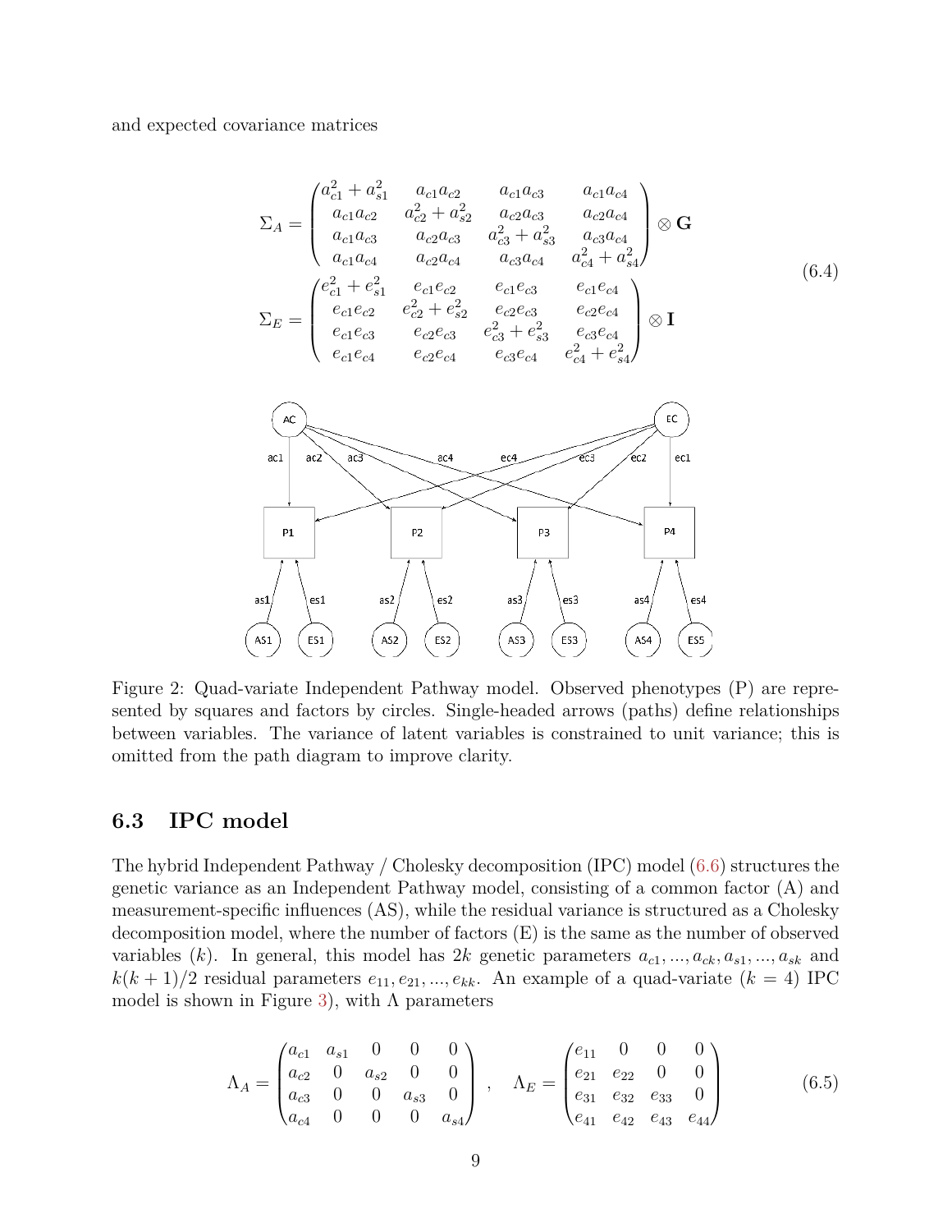and expected covariance matrices

$$
\begin{aligned}
\Sigma_A &= \begin{pmatrix} a_{c1}^2 + a_{s1}^2 & a_{c1}a_{c2} & a_{c1}a_{c3} & a_{c1}a_{c4} \\ a_{c1}a_{c2} & a_{c2}^2 + a_{s2}^2 & a_{c2}a_{c3} & a_{c2}a_{c4} \\ a_{c1}a_{c3} & a_{c2}a_{c3} & a_{c3}^2 + a_{s3}^2 & a_{c3}a_{c4} \\ a_{c1}a_{c4} & a_{c2}a_{c4} & a_{c3}a_{c4} & a_{c4}^2 + a_{s4}^2 \end{pmatrix} \otimes \mathbf{G} \\
\Sigma_E &= \begin{pmatrix} e_{c1}^2 + e_{s1}^2 & e_{c1}e_{c2} & e_{c1}e_{c3} & e_{c1}e_{c4} \\ e_{c1}e_{c2} & e_{c2}^2 + e_{s2}^2 & e_{c2}e_{c3} & e_{c2}e_{c4} \\ e_{c1}e_{c3} & e_{c2}e_{c3} & e_{c3}^2 + e_{s3}^2 & e_{c3}e_{c4} \\ e_{c1}e_{c4} & e_{c2}e_{c4} & e_{c3}e_{c4} & e_{c4}^2 + e_{s4}^2 \end{pmatrix} \otimes \mathbf{I}
\end{aligned} \tag{6.4}
$$

Figure 2: Quad-variate Independent Pathway model. Observed phenotypes (P) are represented by squares and factors by circles. Single-headed arrows (paths) define relationships between variables. The variance of latent variables is constrained to unit variance; this is omitted from the path diagram to improve clarity.

### 6.3 IPC model

The hybrid Independent Pathway / Cholesky decomposition (IPC) model (6.6) structures the genetic variance as an Independent Pathway model, consisting of a common factor (A) and measurement-specific influences (AS), while the residual variance is structured as a Cholesky decomposition model, where the number of factors (E) is the same as the number of observed variables ($k$). In general, this model has $2k$ genetic parameters $a_{c1}, ..., a_{ck}, a_{s1}, ..., a_{sk}$ and $k(k+1)/2$ residual parameters $e_{11}, e_{21}, ..., e_{kk}$. An example of a quad-variate ($k = 4$) IPC model is shown in Figure 3), with $\Lambda$ parameters

$$
\Lambda_A = \begin{pmatrix} a_{c1} & a_{s1} & 0 & 0 & 0 \\ a_{c2} & 0 & a_{s2} & 0 & 0 \\ a_{c3} & 0 & 0 & a_{s3} & 0 \\ a_{c4} & 0 & 0 & 0 & a_{s4} \end{pmatrix}, \quad \Lambda_E = \begin{pmatrix} e_{11} & 0 & 0 & 0 \\ e_{21} & e_{22} & 0 & 0 \\ e_{31} & e_{32} & e_{33} & 0 \\ e_{41} & e_{42} & e_{43} & e_{44} \end{pmatrix} \tag{6.5}
$$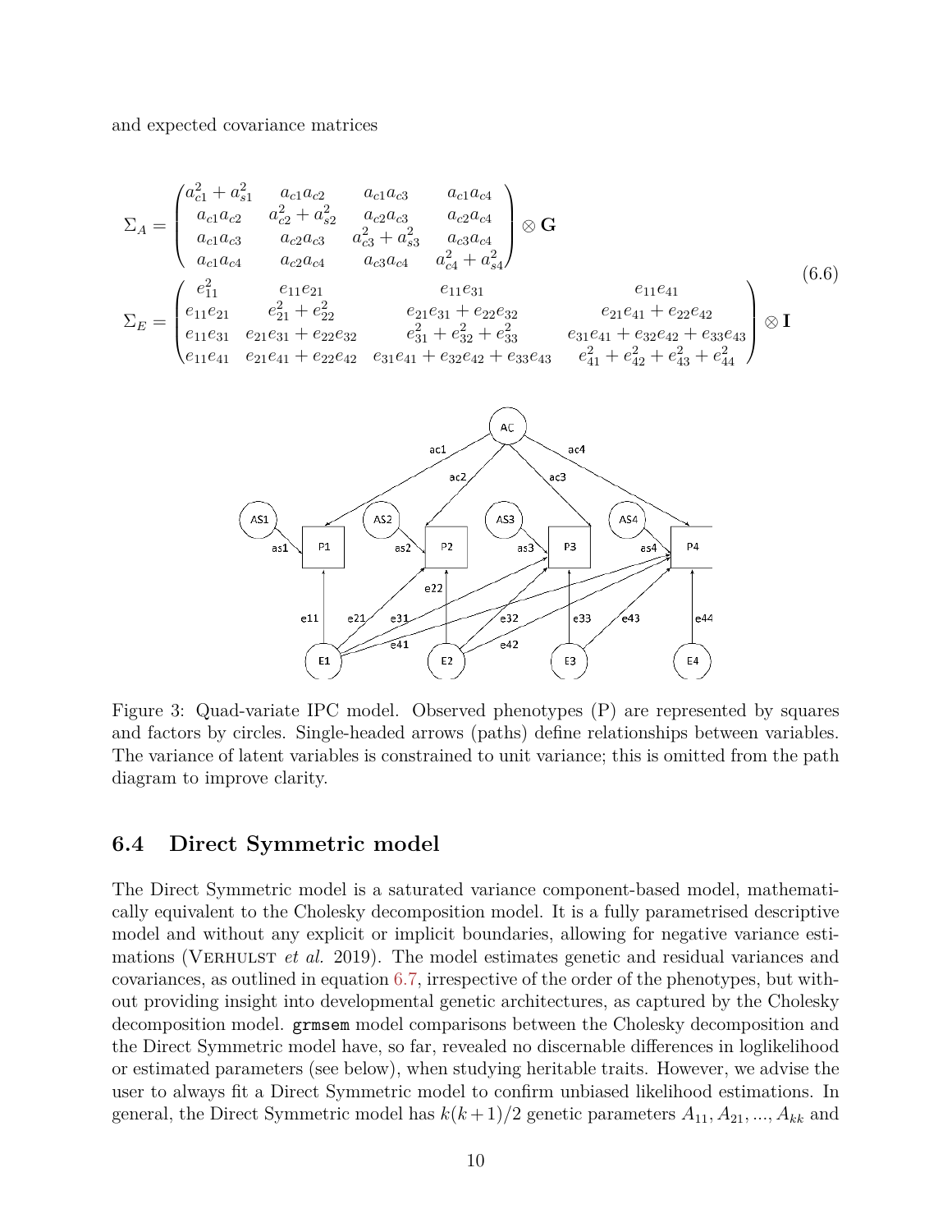and expected covariance matrices

$$
\Sigma_A = \begin{pmatrix} a_{c1}^2 + a_{s1}^2 & a_{c1}a_{c2} & a_{c1}a_{c3} & a_{c1}a_{c4} \\ a_{c1}a_{c2} & a_{c2}^2 + a_{s2}^2 & a_{c2}a_{c3} & a_{c2}a_{c4} \\ a_{c1}a_{c3} & a_{c2}a_{c3} & a_{c3}^2 + a_{s3}^2 & a_{c3}a_{c4} \\ a_{c1}a_{c4} & a_{c2}a_{c4} & a_{c3}a_{c4} & a_{c4}^2 + a_{s4}^2 \end{pmatrix} \otimes \mathbf{G}
$$

$$
\Sigma_E = \begin{pmatrix} e_{11}^2 & e_{11}e_{21} & e_{11}e_{31} & e_{11}e_{41} \\ e_{11}e_{21} & e_{21}^2 + e_{22}^2 & e_{21}e_{31} + e_{22}e_{32} & e_{21}e_{41} + e_{22}e_{42} \\ e_{11}e_{31} & e_{21}e_{31} + e_{22}e_{32} & e_{31}^2 + e_{32}^2 + e_{33}^2 & e_{31}e_{41} + e_{32}e_{42} + e_{33}e_{43} \\ e_{11}e_{41} & e_{21}e_{41} + e_{22}e_{42} & e_{31}e_{41} + e_{32}e_{42} + e_{33}e_{43} & e_{41}^2 + e_{42}^2 + e_{43}^2 + e_{44}^2 \end{pmatrix} \otimes \mathbf{I} \tag{6.6}
$$

Figure 3: Quad-variate IPC model. Observed phenotypes (P) are represented by squares and factors by circles. Single-headed arrows (paths) define relationships between variables. The variance of latent variables is constrained to unit variance; this is omitted from the path diagram to improve clarity.

## 6.4 Direct Symmetric model

The Direct Symmetric model is a saturated variance component-based model, mathematically equivalent to the Cholesky decomposition model. It is a fully parametrised descriptive model and without any explicit or implicit boundaries, allowing for negative variance estimations (Verhulst *et al.* 2019). The model estimates genetic and residual variances and covariances, as outlined in equation 6.7, irrespective of the order of the phenotypes, but without providing insight into developmental genetic architectures, as captured by the Cholesky decomposition model. `grmsem` model comparisons between the Cholesky decomposition and the Direct Symmetric model have, so far, revealed no discernable differences in loglikelihood or estimated parameters (see below), when studying heritable traits. However, we advise the user to always fit a Direct Symmetric model to confirm unbiased likelihood estimations. In general, the Direct Symmetric model has $k(k+1)/2$ genetic parameters $A_{11}, A_{21}, ..., A_{kk}$ and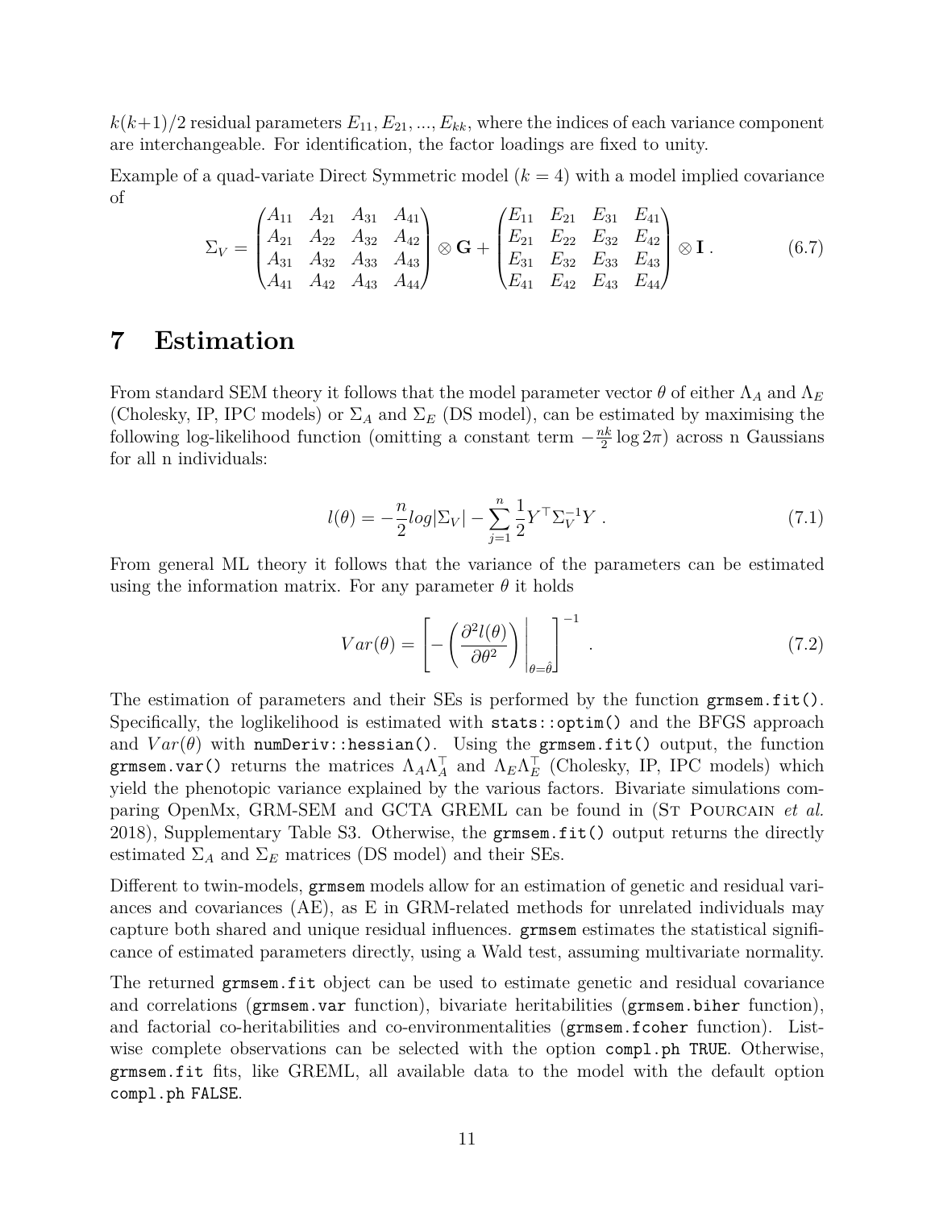$k(k+1)/2$ residual parameters $E_{11}, E_{21}, ..., E_{kk}$, where the indices of each variance component are interchangeable. For identification, the factor loadings are fixed to unity.

Example of a quad-variate Direct Symmetric model ($k = 4$) with a model implied covariance of

$$\Sigma_V = \begin{pmatrix} A_{11} & A_{21} & A_{31} & A_{41} \\ A_{21} & A_{22} & A_{32} & A_{42} \\ A_{31} & A_{32} & A_{33} & A_{43} \\ A_{41} & A_{42} & A_{43} & A_{44} \end{pmatrix} \otimes \mathbf{G} + \begin{pmatrix} E_{11} & E_{21} & E_{31} & E_{41} \\ E_{21} & E_{22} & E_{32} & E_{42} \\ E_{31} & E_{32} & E_{33} & E_{43} \\ E_{41} & E_{42} & E_{43} & E_{44} \end{pmatrix} \otimes \mathbf{I} \ . \tag{6.7}$$

# 7 Estimation

From standard SEM theory it follows that the model parameter vector $\theta$ of either $\Lambda_A$ and $\Lambda_E$ (Cholesky, IP, IPC models) or $\Sigma_A$ and $\Sigma_E$ (DS model), can be estimated by maximising the following log-likelihood function (omitting a constant term $-\frac{nk}{2}\log 2\pi$) across n Gaussians for all n individuals:

$$l(\theta) = -\frac{n}{2} log|\Sigma_V| - \sum_{j=1}^{n} \frac{1}{2} Y^\top \Sigma_V^{-1} Y \ . \tag{7.1}$$

From general ML theory it follows that the variance of the parameters can be estimated using the information matrix. For any parameter $\theta$ it holds

$$Var(\theta) = \left[ - \left( \frac{\partial^2 l(\theta)}{\partial \theta^2} \right) \Bigg|_{\theta=\hat{\theta}} \right]^{-1} \ . \tag{7.2}$$

The estimation of parameters and their SEs is performed by the function `grmsem.fit()`. Specifically, the loglikelihood is estimated with `stats::optim()` and the BFGS approach and $Var(\theta)$ with `numDeriv::hessian()`. Using the `grmsem.fit()` output, the function `grmsem.var()` returns the matrices $\Lambda_A \Lambda_A^\top$ and $\Lambda_E \Lambda_E^\top$ (Cholesky, IP, IPC models) which yield the phenotopic variance explained by the various factors. Bivariate simulations comparing OpenMx, GRM-SEM and GCTA GREML can be found in (St Pourcain *et al.* 2018), Supplementary Table S3. Otherwise, the `grmsem.fit()` output returns the directly estimated $\Sigma_A$ and $\Sigma_E$ matrices (DS model) and their SEs.

Different to twin-models, `grmsem` models allow for an estimation of genetic and residual variances and covariances (AE), as E in GRM-related methods for unrelated individuals may capture both shared and unique residual influences. `grmsem` estimates the statistical significance of estimated parameters directly, using a Wald test, assuming multivariate normality.

The returned `grmsem.fit` object can be used to estimate genetic and residual covariance and correlations (`grmsem.var` function), bivariate heritabilities (`grmsem.biher` function), and factorial co-heritabilities and co-environmentalities (`grmsem.fcoher` function). Listwise complete observations can be selected with the option `compl.ph TRUE`. Otherwise, `grmsem.fit` fits, like GREML, all available data to the model with the default option `compl.ph FALSE`.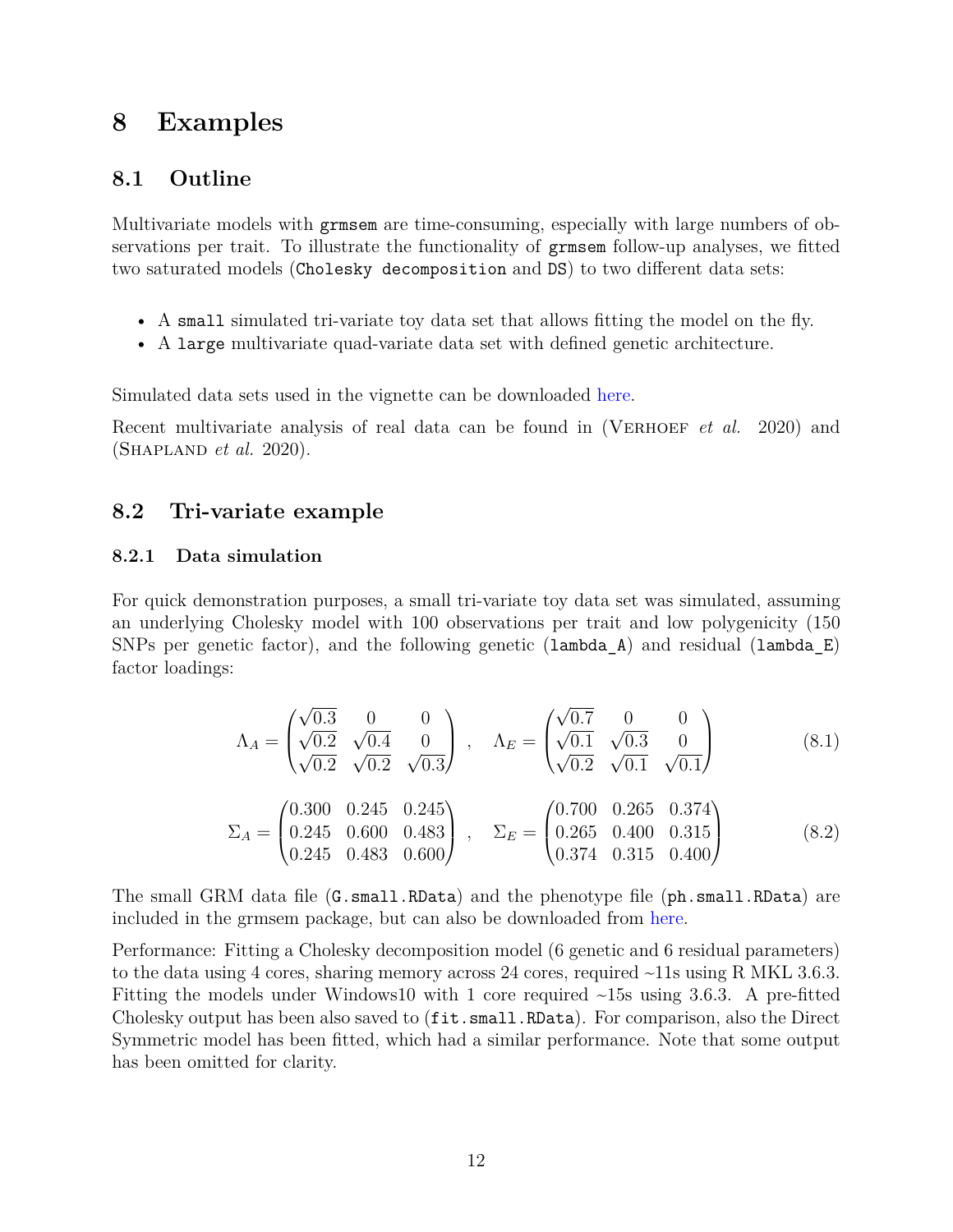# 8 Examples

## 8.1 Outline

Multivariate models with `grmsem` are time-consuming, especially with large numbers of observations per trait. To illustrate the functionality of `grmsem` follow-up analyses, we fitted two saturated models (`Cholesky decomposition` and `DS`) to two different data sets:

- A `small` simulated tri-variate toy data set that allows fitting the model on the fly.
- A `large` multivariate quad-variate data set with defined genetic architecture.

Simulated data sets used in the vignette can be downloaded here.

Recent multivariate analysis of real data can be found in (Verhoef *et al.* 2020) and (Shapland *et al.* 2020).

## 8.2 Tri-variate example

### 8.2.1 Data simulation

For quick demonstration purposes, a small tri-variate toy data set was simulated, assuming an underlying Cholesky model with 100 observations per trait and low polygenicity (150 SNPs per genetic factor), and the following genetic (`lambda_A`) and residual (`lambda_E`) factor loadings:

$$\Lambda_A = \begin{pmatrix} \sqrt{0.3} & 0 & 0 \\ \sqrt{0.2} & \sqrt{0.4} & 0 \\ \sqrt{0.2} & \sqrt{0.2} & \sqrt{0.3} \end{pmatrix} \quad , \quad \Lambda_E = \begin{pmatrix} \sqrt{0.7} & 0 & 0 \\ \sqrt{0.1} & \sqrt{0.3} & 0 \\ \sqrt{0.2} & \sqrt{0.1} & \sqrt{0.1} \end{pmatrix} \tag{8.1}$$

$$\Sigma_A = \begin{pmatrix} 0.300 & 0.245 & 0.245 \\ 0.245 & 0.600 & 0.483 \\ 0.245 & 0.483 & 0.600 \end{pmatrix} \quad , \quad \Sigma_E = \begin{pmatrix} 0.700 & 0.265 & 0.374 \\ 0.265 & 0.400 & 0.315 \\ 0.374 & 0.315 & 0.400 \end{pmatrix} \tag{8.2}$$

The small GRM data file (`G.small.RData`) and the phenotype file (`ph.small.RData`) are included in the grmsem package, but can also be downloaded from here.

Performance: Fitting a Cholesky decomposition model (6 genetic and 6 residual parameters) to the data using 4 cores, sharing memory across 24 cores, required ~11s using R MKL 3.6.3. Fitting the models under Windows10 with 1 core required ~15s using 3.6.3. A pre-fitted Cholesky output has been also saved to (`fit.small.RData`). For comparison, also the Direct Symmetric model has been fitted, which had a similar performance. Note that some output has been omitted for clarity.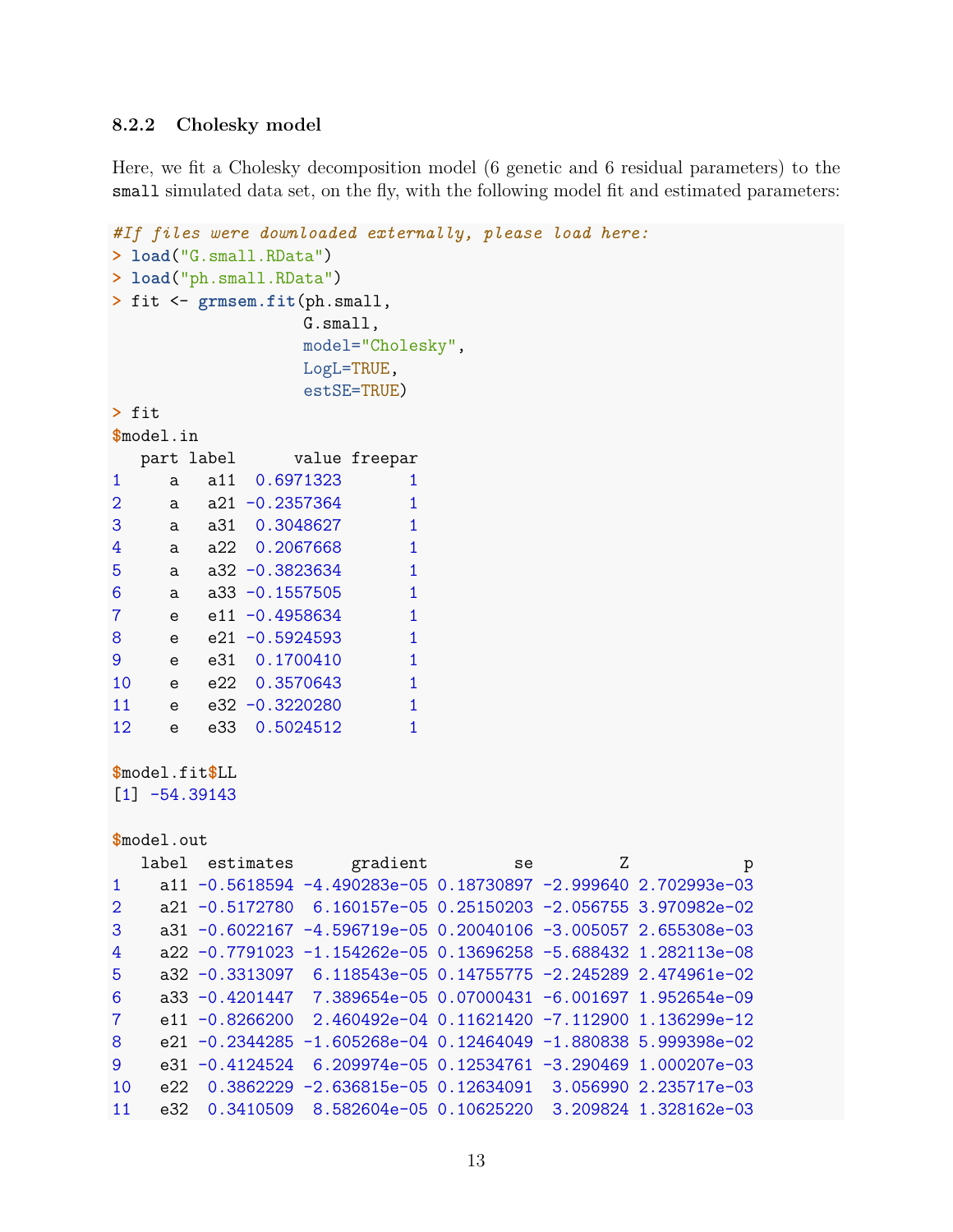### 8.2.2 Cholesky model

Here, we fit a Cholesky decomposition model (6 genetic and 6 residual parameters) to the `small` simulated data set, on the fly, with the following model fit and estimated parameters:

```
#If files were downloaded externally, please load here:
> load("G.small.RData")
> load("ph.small.RData")
> fit <- grmsem.fit(ph.small,
                    G.small,
                    model="Cholesky",
                    LogL=TRUE,
                    estSE=TRUE)
> fit
$model.in
   part label      value freepar
1     a   a11  0.6971323       1
2     a   a21 -0.2357364       1
3     a   a31  0.3048627       1
4     a   a22  0.2067668       1
5     a   a32 -0.3823634       1
6     a   a33 -0.1557505       1
7     e   e11 -0.4958634       1
8     e   e21 -0.5924593       1
9     e   e31  0.1700410       1
10    e   e22  0.3570643       1
11    e   e32 -0.3220280       1
12    e   e33  0.5024512       1

$model.fit$LL
[1] -54.39143

$model.out
   label  estimates      gradient         se         Z            p
1    a11 -0.5618594 -4.490283e-05 0.18730897 -2.999640 2.702993e-03
2    a21 -0.5172780  6.160157e-05 0.25150203 -2.056755 3.970982e-02
3    a31 -0.6022167 -4.596719e-05 0.20040106 -3.005057 2.655308e-03
4    a22 -0.7791023 -1.154262e-05 0.13696258 -5.688432 1.282113e-08
5    a32 -0.3313097  6.118543e-05 0.14755775 -2.245289 2.474961e-02
6    a33 -0.4201447  7.389654e-05 0.07000431 -6.001697 1.952654e-09
7    e11 -0.8266200  2.460492e-04 0.11621420 -7.112900 1.136299e-12
8    e21 -0.2344285 -1.605268e-04 0.12464049 -1.880838 5.999398e-02
9    e31 -0.4124524  6.209974e-05 0.12534761 -3.290469 1.000207e-03
10   e22  0.3862229 -2.636815e-05 0.12634091  3.056990 2.235717e-03
11   e32  0.3410509  8.582604e-05 0.10625220  3.209824 1.328162e-03
```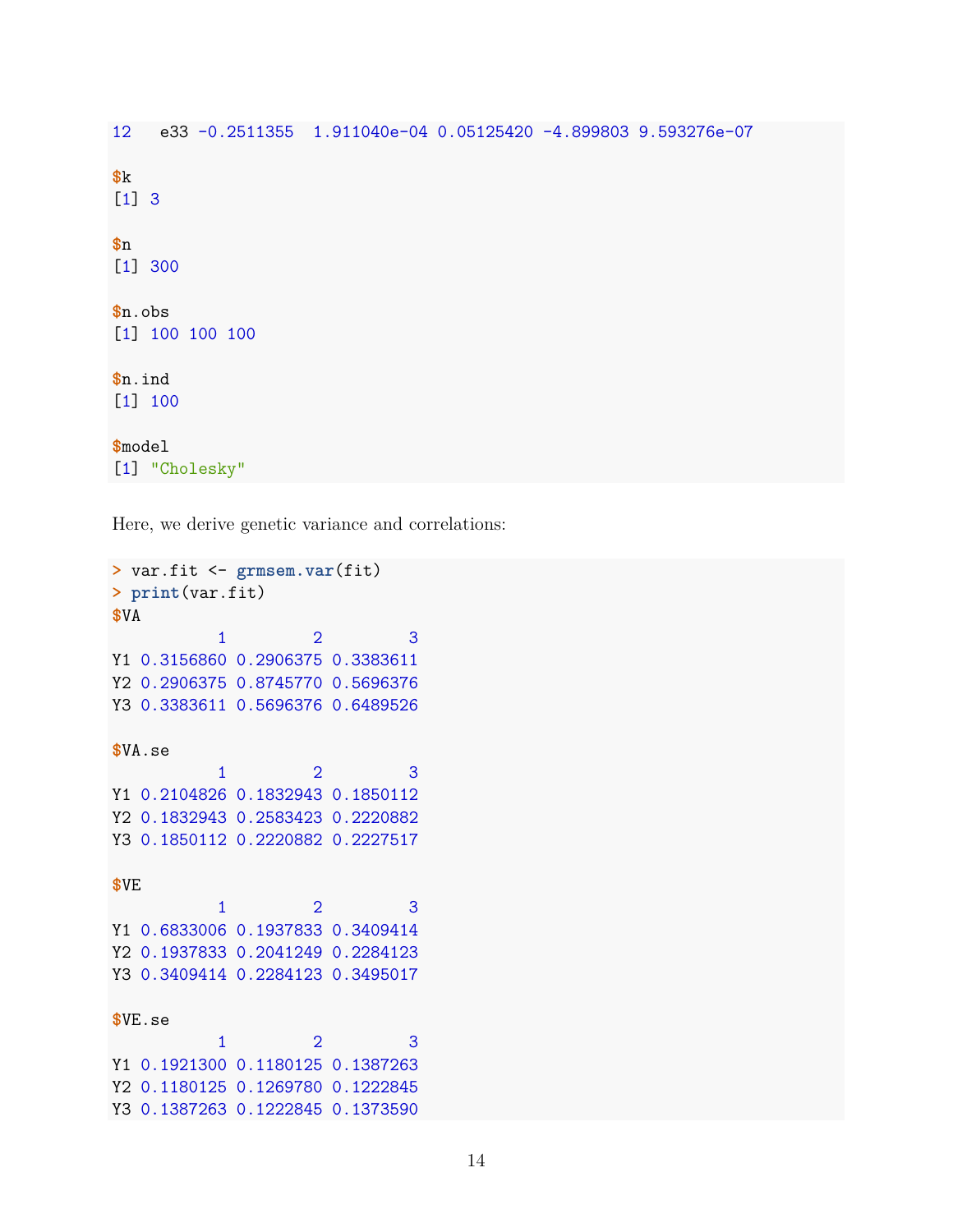```
12   e33 -0.2511355  1.911040e-04 0.05125420 -4.899803 9.593276e-07

$k
[1] 3

$n
[1] 300

$n.obs
[1] 100 100 100

$n.ind
[1] 100

$model
[1] "Cholesky"
```

Here, we derive genetic variance and correlations:

```
> var.fit <- grmsem.var(fit)
> print(var.fit)
$VA
           1         2         3
Y1 0.3156860 0.2906375 0.3383611
Y2 0.2906375 0.8745770 0.5696376
Y3 0.3383611 0.5696376 0.6489526

$VA.se
           1         2         3
Y1 0.2104826 0.1832943 0.1850112
Y2 0.1832943 0.2583423 0.2220882
Y3 0.1850112 0.2220882 0.2227517

$VE
           1         2         3
Y1 0.6833006 0.1937833 0.3409414
Y2 0.1937833 0.2041249 0.2284123
Y3 0.3409414 0.2284123 0.3495017

$VE.se
           1         2         3
Y1 0.1921300 0.1180125 0.1387263
Y2 0.1180125 0.1269780 0.1222845
Y3 0.1387263 0.1222845 0.1373590
```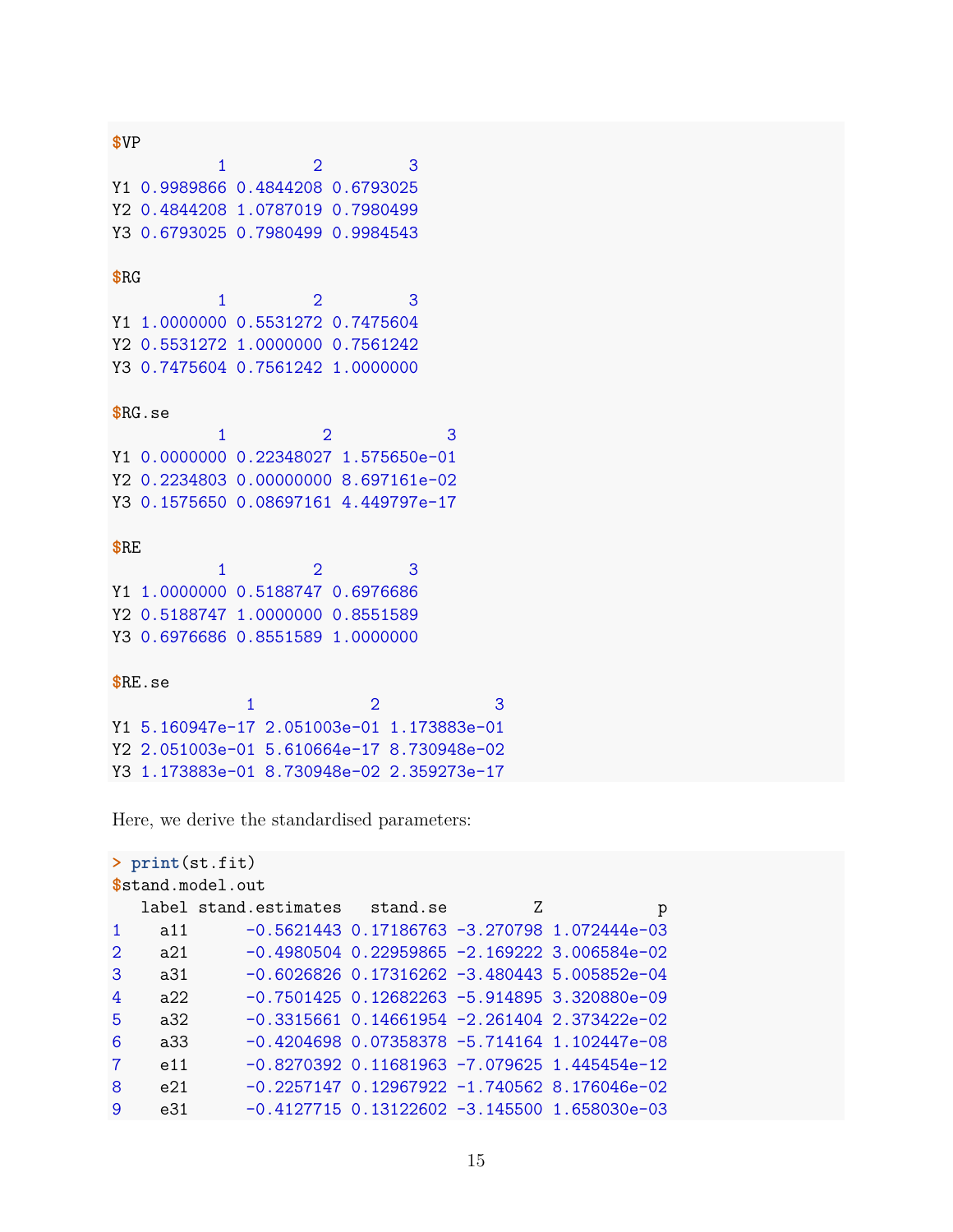```
$VP
          1         2         3
Y1 0.9989866 0.4844208 0.6793025
Y2 0.4844208 1.0787019 0.7980499
Y3 0.6793025 0.7980499 0.9984543

$RG
          1         2         3
Y1 1.0000000 0.5531272 0.7475604
Y2 0.5531272 1.0000000 0.7561242
Y3 0.7475604 0.7561242 1.0000000

$RG.se
          1          2            3
Y1 0.0000000 0.22348027 1.575650e-01
Y2 0.2234803 0.00000000 8.697161e-02
Y3 0.1575650 0.08697161 4.449797e-17

$RE
          1         2         3
Y1 1.0000000 0.5188747 0.6976686
Y2 0.5188747 1.0000000 0.8551589
Y3 0.6976686 0.8551589 1.0000000

$RE.se
             1            2            3
Y1 5.160947e-17 2.051003e-01 1.173883e-01
Y2 2.051003e-01 5.610664e-17 8.730948e-02
Y3 1.173883e-01 8.730948e-02 2.359273e-17
```

Here, we derive the standardised parameters:

```
> print(st.fit)
$stand.model.out
  label stand.estimates   stand.se         Z            p
1   a11      -0.5621443 0.17186763 -3.270798 1.072444e-03
2   a21      -0.4980504 0.22959865 -2.169222 3.006584e-02
3   a31      -0.6026826 0.17316262 -3.480443 5.005852e-04
4   a22      -0.7501425 0.12682263 -5.914895 3.320880e-09
5   a32      -0.3315661 0.14661954 -2.261404 2.373422e-02
6   a33      -0.4204698 0.07358378 -5.714164 1.102447e-08
7   e11      -0.8270392 0.11681963 -7.079625 1.445454e-12
8   e21      -0.2257147 0.12967922 -1.740562 8.176046e-02
9   e31      -0.4127715 0.13122602 -3.145500 1.658030e-03
```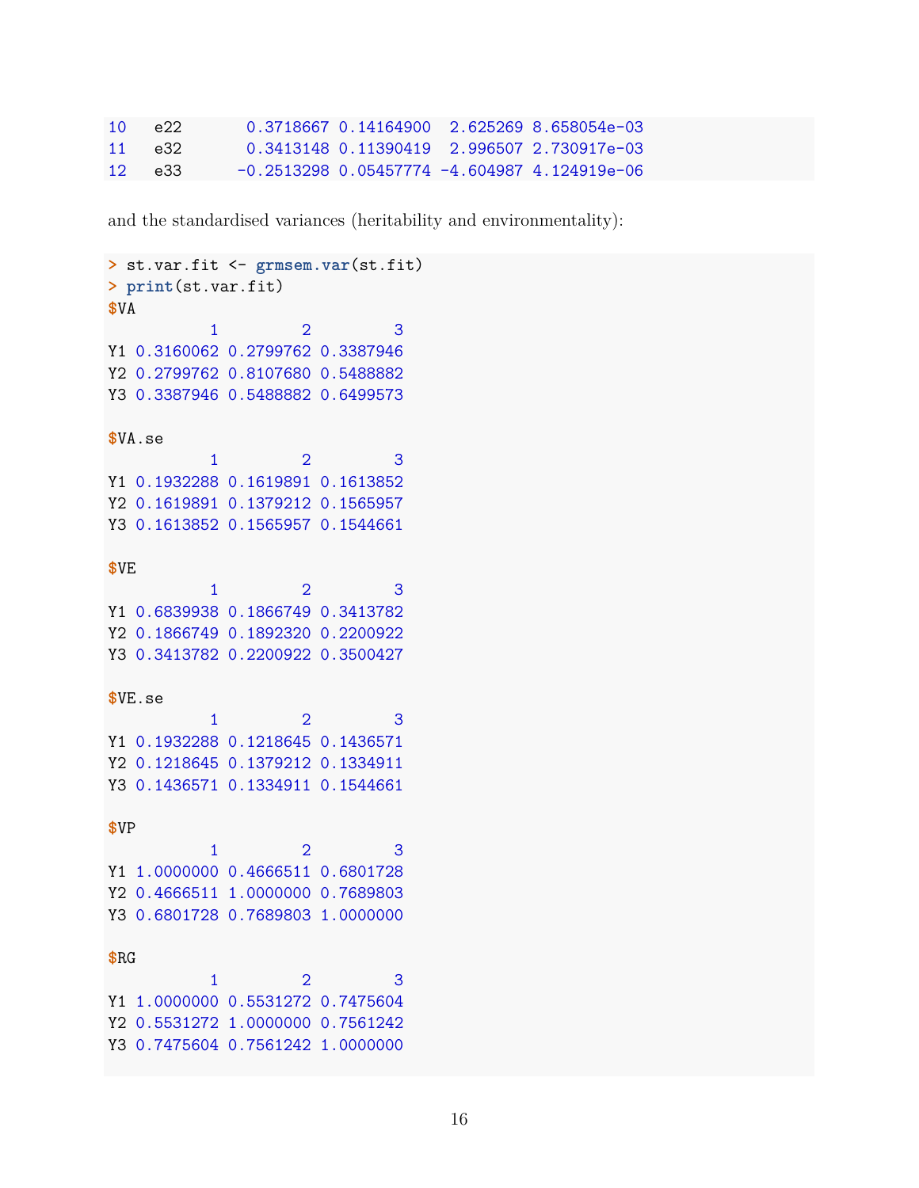```
10   e22       0.3718667 0.14164900  2.625269 8.658054e-03
11   e32       0.3413148 0.11390419  2.996507 2.730917e-03
12   e33      -0.2513298 0.05457774 -4.604987 4.124919e-06
```

and the standardised variances (heritability and environmentality):

```
> st.var.fit <- grmsem.var(st.fit)
> print(st.var.fit)
$VA
          1         2         3
Y1 0.3160062 0.2799762 0.3387946
Y2 0.2799762 0.8107680 0.5488882
Y3 0.3387946 0.5488882 0.6499573

$VA.se
          1         2         3
Y1 0.1932288 0.1619891 0.1613852
Y2 0.1619891 0.1379212 0.1565957
Y3 0.1613852 0.1565957 0.1544661

$VE
          1         2         3
Y1 0.6839938 0.1866749 0.3413782
Y2 0.1866749 0.1892320 0.2200922
Y3 0.3413782 0.2200922 0.3500427

$VE.se
          1         2         3
Y1 0.1932288 0.1218645 0.1436571
Y2 0.1218645 0.1379212 0.1334911
Y3 0.1436571 0.1334911 0.1544661

$VP
          1         2         3
Y1 1.0000000 0.4666511 0.6801728
Y2 0.4666511 1.0000000 0.7689803
Y3 0.6801728 0.7689803 1.0000000

$RG
          1         2         3
Y1 1.0000000 0.5531272 0.7475604
Y2 0.5531272 1.0000000 0.7561242
Y3 0.7475604 0.7561242 1.0000000
```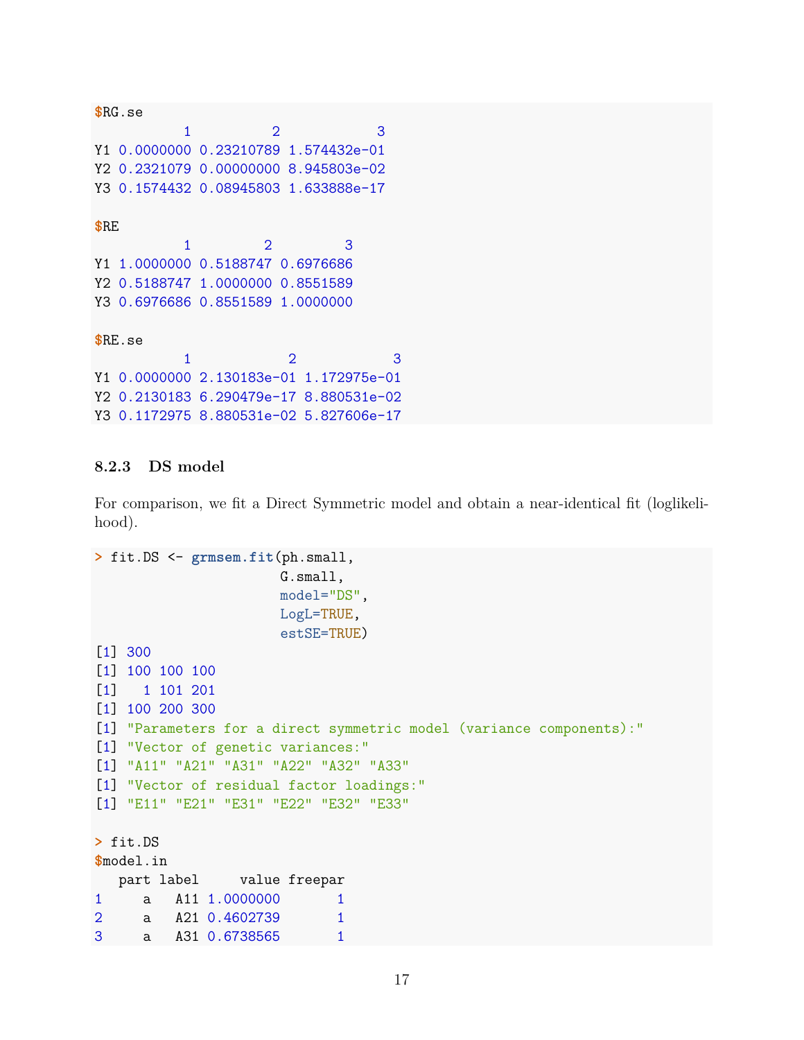```
$RG.se
          1          2            3
Y1 0.0000000 0.23210789 1.574432e-01
Y2 0.2321079 0.00000000 8.945803e-02
Y3 0.1574432 0.08945803 1.633888e-17

$RE
          1         2         3
Y1 1.0000000 0.5188747 0.6976686
Y2 0.5188747 1.0000000 0.8551589
Y3 0.6976686 0.8551589 1.0000000

$RE.se
          1            2            3
Y1 0.0000000 2.130183e-01 1.172975e-01
Y2 0.2130183 6.290479e-17 8.880531e-02
Y3 0.1172975 8.880531e-02 5.827606e-17
```

### 8.2.3 DS model

For comparison, we fit a Direct Symmetric model and obtain a near-identical fit (loglikelihood).

```
> fit.DS <- grmsem.fit(ph.small,
                       G.small,
                       model="DS",
                       LogL=TRUE,
                       estSE=TRUE)
[1] 300
[1] 100 100 100
[1]   1 101 201
[1] 100 200 300
[1] "Parameters for a direct symmetric model (variance components):"
[1] "Vector of genetic variances:"
[1] "A11" "A21" "A31" "A22" "A32" "A33"
[1] "Vector of residual factor loadings:"
[1] "E11" "E21" "E31" "E22" "E32" "E33"

> fit.DS
$model.in
  part label     value freepar
1     a   A11 1.0000000       1
2     a   A21 0.4602739       1
3     a   A31 0.6738565       1
```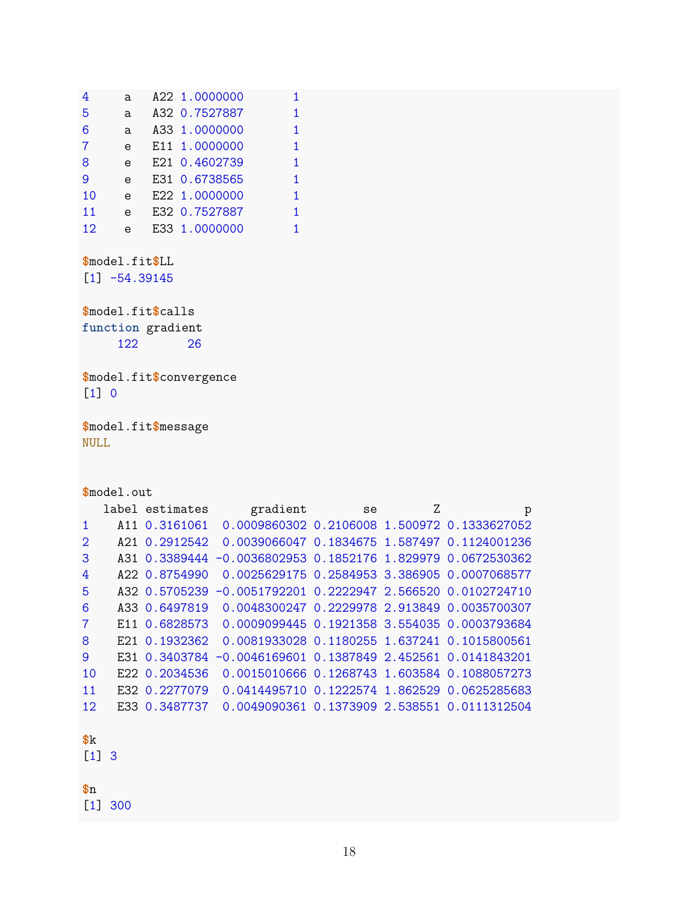```
4     a   A22 1.0000000       1
5     a   A32 0.7527887       1
6     a   A33 1.0000000       1
7     e   E11 1.0000000       1
8     e   E21 0.4602739       1
9     e   E31 0.6738565       1
10    e   E22 1.0000000       1
11    e   E32 0.7527887       1
12    e   E33 1.0000000       1

$model.fit$LL
[1] -54.39145

$model.fit$calls
function gradient
     122       26

$model.fit$convergence
[1] 0

$model.fit$message
NULL


$model.out
   label estimates      gradient        se        Z            p
1    A11 0.3161061  0.0009860302 0.2106008 1.500972 0.1333627052
2    A21 0.2912542  0.0039066047 0.1834675 1.587497 0.1124001236
3    A31 0.3389444 -0.0036802953 0.1852176 1.829979 0.0672530362
4    A22 0.8754990  0.0025629175 0.2584953 3.386905 0.0007068577
5    A32 0.5705239 -0.0051792201 0.2222947 2.566520 0.0102724710
6    A33 0.6497819  0.0048300247 0.2229978 2.913849 0.0035700307
7    E11 0.6828573  0.0009099445 0.1921358 3.554035 0.0003793684
8    E21 0.1932362  0.0081933028 0.1180255 1.637241 0.1015800561
9    E31 0.3403784 -0.0046169601 0.1387849 2.452561 0.0141843201
10   E22 0.2034536  0.0015010666 0.1268743 1.603584 0.1088057273
11   E32 0.2277079  0.0414495710 0.1222574 1.862529 0.0625285683
12   E33 0.3487737  0.0049090361 0.1373909 2.538551 0.0111312504

$k
[1] 3

$n
[1] 300
```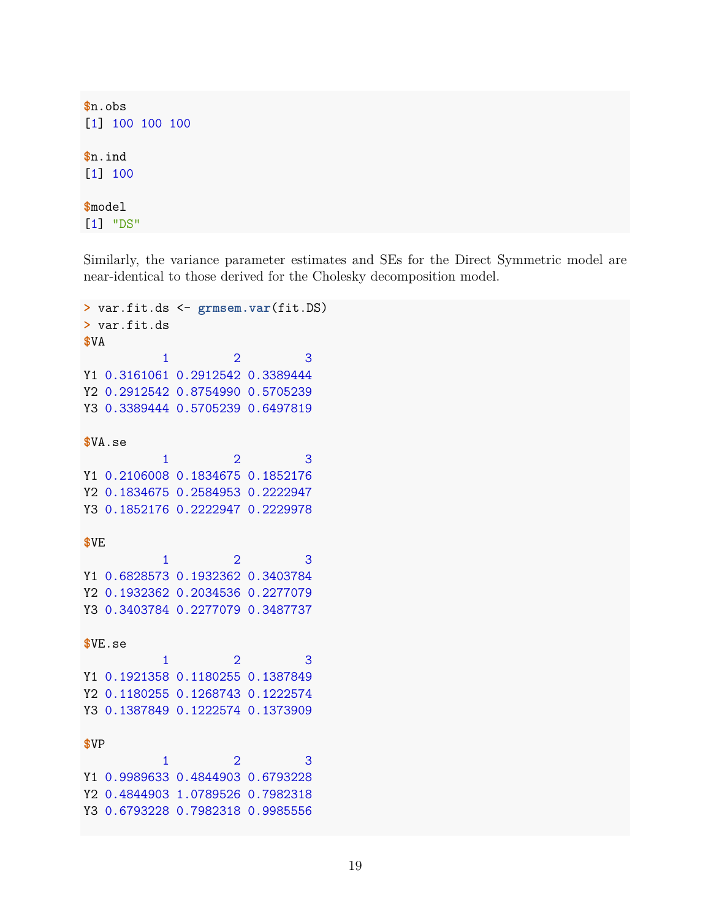```
$n.obs
[1] 100 100 100

$n.ind
[1] 100

$model
[1] "DS"
```

Similarly, the variance parameter estimates and SEs for the Direct Symmetric model are near-identical to those derived for the Cholesky decomposition model.

```
> var.fit.ds <- grmsem.var(fit.DS)
> var.fit.ds
$VA
           1         2         3
Y1 0.3161061 0.2912542 0.3389444
Y2 0.2912542 0.8754990 0.5705239
Y3 0.3389444 0.5705239 0.6497819

$VA.se
           1         2         3
Y1 0.2106008 0.1834675 0.1852176
Y2 0.1834675 0.2584953 0.2222947
Y3 0.1852176 0.2222947 0.2229978

$VE
           1         2         3
Y1 0.6828573 0.1932362 0.3403784
Y2 0.1932362 0.2034536 0.2277079
Y3 0.3403784 0.2277079 0.3487737

$VE.se
           1         2         3
Y1 0.1921358 0.1180255 0.1387849
Y2 0.1180255 0.1268743 0.1222574
Y3 0.1387849 0.1222574 0.1373909

$VP
           1         2         3
Y1 0.9989633 0.4844903 0.6793228
Y2 0.4844903 1.0789526 0.7982318
Y3 0.6793228 0.7982318 0.9985556
```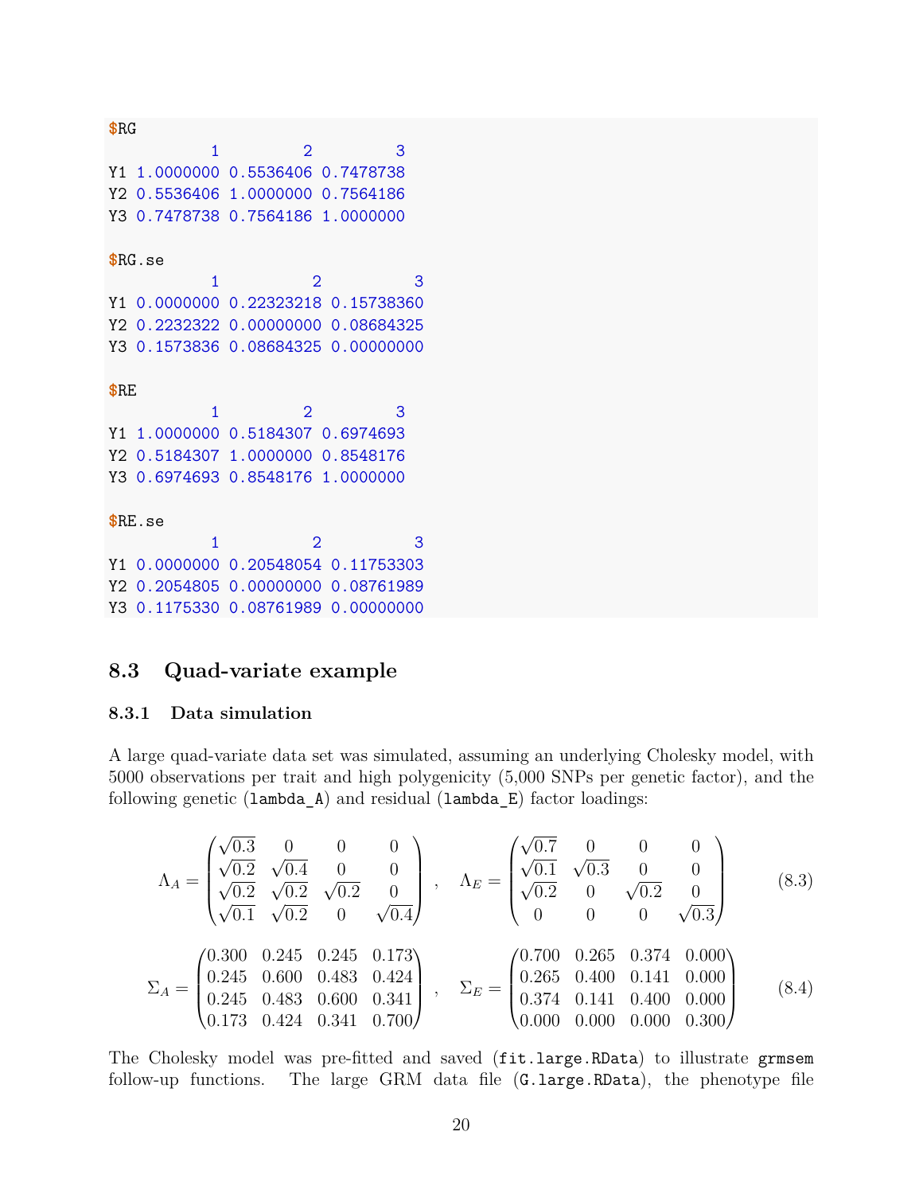```
$RG
          1         2         3
Y1 1.0000000 0.5536406 0.7478738
Y2 0.5536406 1.0000000 0.7564186
Y3 0.7478738 0.7564186 1.0000000

$RG.se
          1          2          3
Y1 0.0000000 0.22323218 0.15738360
Y2 0.2232322 0.00000000 0.08684325
Y3 0.1573836 0.08684325 0.00000000

$RE
          1         2         3
Y1 1.0000000 0.5184307 0.6974693
Y2 0.5184307 1.0000000 0.8548176
Y3 0.6974693 0.8548176 1.0000000

$RE.se
          1          2          3
Y1 0.0000000 0.20548054 0.11753303
Y2 0.2054805 0.00000000 0.08761989
Y3 0.1175330 0.08761989 0.00000000
```

## 8.3 Quad-variate example

### 8.3.1 Data simulation

A large quad-variate data set was simulated, assuming an underlying Cholesky model, with 5000 observations per trait and high polygenicity (5,000 SNPs per genetic factor), and the following genetic (`lambda_A`) and residual (`lambda_E`) factor loadings:

$$\Lambda_A = \begin{pmatrix} \sqrt{0.3} & 0 & 0 & 0 \\ \sqrt{0.2} & \sqrt{0.4} & 0 & 0 \\ \sqrt{0.2} & \sqrt{0.2} & \sqrt{0.2} & 0 \\ \sqrt{0.1} & \sqrt{0.2} & 0 & \sqrt{0.4} \end{pmatrix}, \quad \Lambda_E = \begin{pmatrix} \sqrt{0.7} & 0 & 0 & 0 \\ \sqrt{0.1} & \sqrt{0.3} & 0 & 0 \\ \sqrt{0.2} & 0 & \sqrt{0.2} & 0 \\ 0 & 0 & 0 & \sqrt{0.3} \end{pmatrix} \tag{8.3}$$

$$\Sigma_A = \begin{pmatrix} 0.300 & 0.245 & 0.245 & 0.173 \\ 0.245 & 0.600 & 0.483 & 0.424 \\ 0.245 & 0.483 & 0.600 & 0.341 \\ 0.173 & 0.424 & 0.341 & 0.700 \end{pmatrix}, \quad \Sigma_E = \begin{pmatrix} 0.700 & 0.265 & 0.374 & 0.000 \\ 0.265 & 0.400 & 0.141 & 0.000 \\ 0.374 & 0.141 & 0.400 & 0.000 \\ 0.000 & 0.000 & 0.000 & 0.300 \end{pmatrix} \tag{8.4}$$

The Cholesky model was pre-fitted and saved (`fit.large.RData`) to illustrate `grmsem` follow-up functions. The large GRM data file (`G.large.RData`), the phenotype file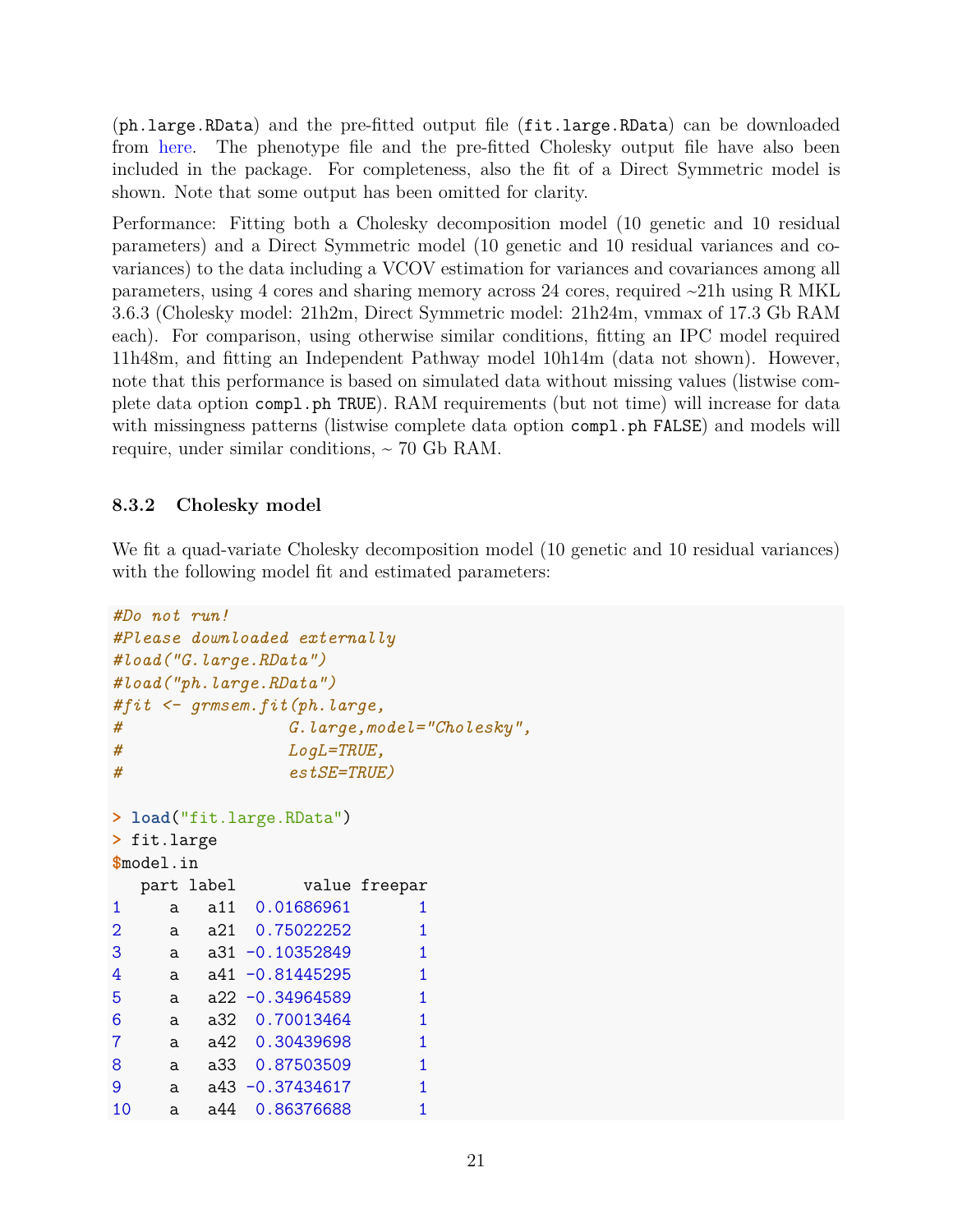(`ph.large.RData`) and the pre-fitted output file (`fit.large.RData`) can be downloaded from here. The phenotype file and the pre-fitted Cholesky output file have also been included in the package. For completeness, also the fit of a Direct Symmetric model is shown. Note that some output has been omitted for clarity.

Performance: Fitting both a Cholesky decomposition model (10 genetic and 10 residual parameters) and a Direct Symmetric model (10 genetic and 10 residual variances and covariances) to the data including a VCOV estimation for variances and covariances among all parameters, using 4 cores and sharing memory across 24 cores, required ~21h using R MKL 3.6.3 (Cholesky model: 21h2m, Direct Symmetric model: 21h24m, vmmax of 17.3 Gb RAM each). For comparison, using otherwise similar conditions, fitting an IPC model required 11h48m, and fitting an Independent Pathway model 10h14m (data not shown). However, note that this performance is based on simulated data without missing values (listwise complete data option `compl.ph TRUE`). RAM requirements (but not time) will increase for data with missingness patterns (listwise complete data option `compl.ph FALSE`) and models will require, under similar conditions, ~ 70 Gb RAM.

### 8.3.2 Cholesky model

We fit a quad-variate Cholesky decomposition model (10 genetic and 10 residual variances) with the following model fit and estimated parameters:

```
#Do not run!
#Please downloaded externally
#load("G.large.RData")
#load("ph.large.RData")
#fit <- grmsem.fit(ph.large,
#                 G.large,model="Cholesky",
#                 LogL=TRUE,
#                 estSE=TRUE)

> load("fit.large.RData")
> fit.large
$model.in
   part label       value freepar
1     a   a11  0.01686961       1
2     a   a21  0.75022252       1
3     a   a31 -0.10352849       1
4     a   a41 -0.81445295       1
5     a   a22 -0.34964589       1
6     a   a32  0.70013464       1
7     a   a42  0.30439698       1
8     a   a33  0.87503509       1
9     a   a43 -0.37434617       1
10    a   a44  0.86376688       1
```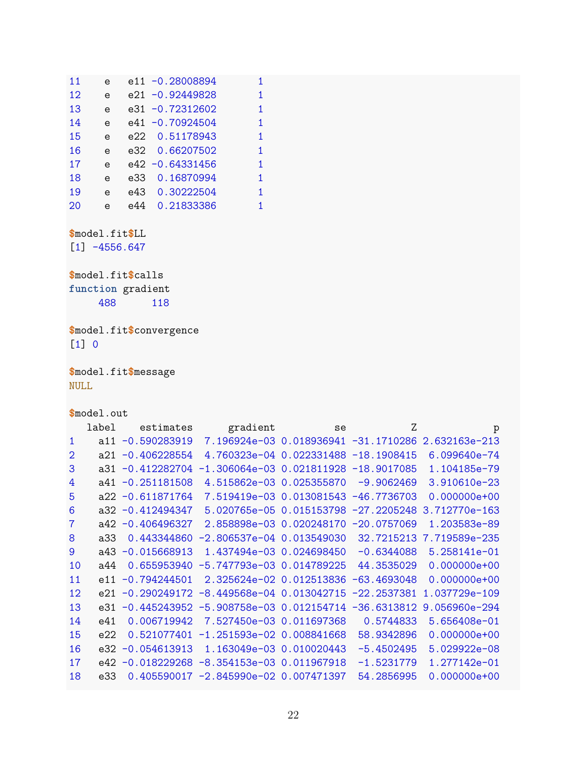```
11    e   e11 -0.28008894       1
12    e   e21 -0.92449828       1
13    e   e31 -0.72312602       1
14    e   e41 -0.70924504       1
15    e   e22  0.51178943       1
16    e   e32  0.66207502       1
17    e   e42 -0.64331456       1
18    e   e33  0.16870994       1
19    e   e43  0.30222504       1
20    e   e44  0.21833386       1

$model.fit$LL
[1] -4556.647

$model.fit$calls
function gradient
     488      118

$model.fit$convergence
[1] 0

$model.fit$message
NULL

$model.out
   label    estimates      gradient          se           Z             p
1    a11 -0.590283919  7.196924e-03 0.018936941 -31.1710286 2.632163e-213
2    a21 -0.406228554  4.760323e-04 0.022331488 -18.1908415  6.099640e-74
3    a31 -0.412282704 -1.306064e-03 0.021811928 -18.9017085  1.104185e-79
4    a41 -0.251181508  4.515862e-03 0.025355870  -9.9062469  3.910610e-23
5    a22 -0.611871764  7.519419e-03 0.013081543 -46.7736703  0.000000e+00
6    a32 -0.412494347  5.020765e-05 0.015153798 -27.2205248 3.712770e-163
7    a42 -0.406496327  2.858898e-03 0.020248170 -20.0757069  1.203583e-89
8    a33  0.443344860 -2.806537e-04 0.013549030  32.7215213 7.719589e-235
9    a43 -0.015668913  1.437494e-03 0.024698450  -0.6344088  5.258141e-01
10   a44  0.655953940 -5.747793e-03 0.014789225  44.3535029  0.000000e+00
11   e11 -0.794244501  2.325624e-02 0.012513836 -63.4693048  0.000000e+00
12   e21 -0.290249172 -8.449568e-04 0.013042715 -22.2537381 1.037729e-109
13   e31 -0.445243952 -5.908758e-03 0.012154714 -36.6313812 9.056960e-294
14   e41  0.006719942  7.527450e-03 0.011697368   0.5744833  5.656408e-01
15   e22  0.521077401 -1.251593e-02 0.008841668  58.9342896  0.000000e+00
16   e32 -0.054613913  1.163049e-03 0.010020443  -5.4502495  5.029922e-08
17   e42 -0.018229268 -8.354153e-03 0.011967918  -1.5231779  1.277142e-01
18   e33  0.405590017 -2.845990e-02 0.007471397  54.2856995  0.000000e+00
```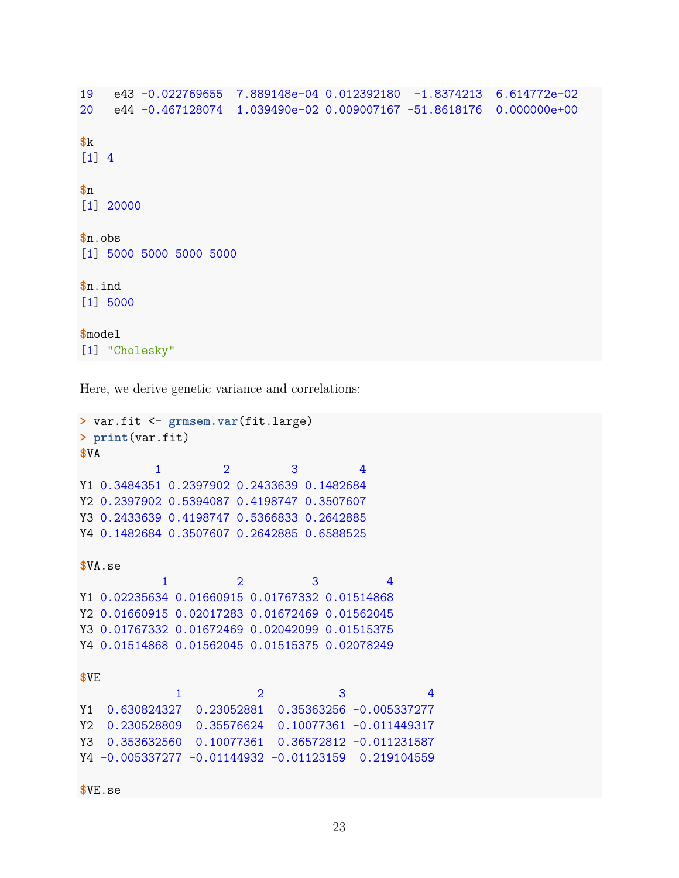```
19   e43 -0.022769655  7.889148e-04 0.012392180  -1.8374213  6.614772e-02
20   e44 -0.467128074  1.039490e-02 0.009007167 -51.8618176  0.000000e+00

$k
[1] 4

$n
[1] 20000

$n.obs
[1] 5000 5000 5000 5000

$n.ind
[1] 5000

$model
[1] "Cholesky"
```

Here, we derive genetic variance and correlations:

```
> var.fit <- grmsem.var(fit.large)
> print(var.fit)
$VA
           1         2         3         4
Y1 0.3484351 0.2397902 0.2433639 0.1482684
Y2 0.2397902 0.5394087 0.4198747 0.3507607
Y3 0.2433639 0.4198747 0.5366833 0.2642885
Y4 0.1482684 0.3507607 0.2642885 0.6588525

$VA.se
            1          2          3          4
Y1 0.02235634 0.01660915 0.01767332 0.01514868
Y2 0.01660915 0.02017283 0.01672469 0.01562045
Y3 0.01767332 0.01672469 0.02042099 0.01515375
Y4 0.01514868 0.01562045 0.01515375 0.02078249

$VE
              1           2           3            4
Y1  0.630824327  0.23052881  0.35363256 -0.005337277
Y2  0.230528809  0.35576624  0.10077361 -0.011449317
Y3  0.353632560  0.10077361  0.36572812 -0.011231587
Y4 -0.005337277 -0.01144932 -0.01123159  0.219104559

$VE.se
```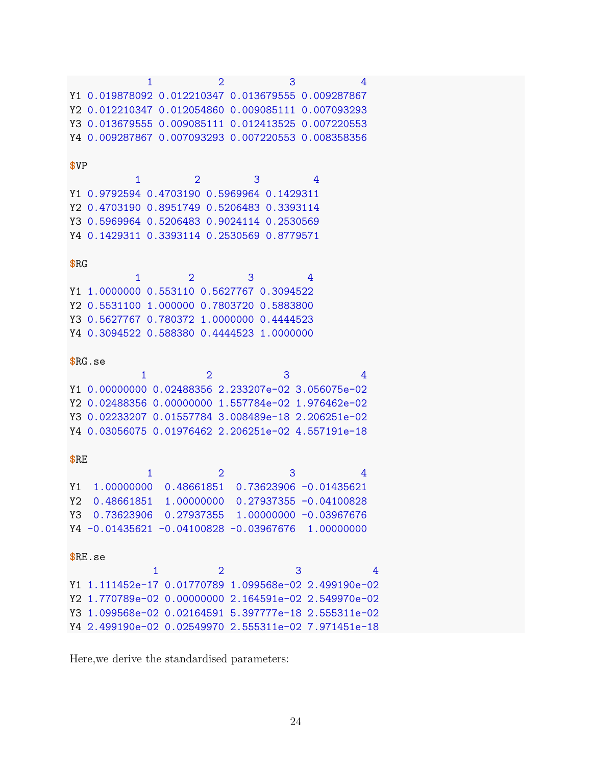```
            1           2           3           4
Y1 0.019878092 0.012210347 0.013679555 0.009287867
Y2 0.012210347 0.012054860 0.009085111 0.007093293
Y3 0.013679555 0.009085111 0.012413525 0.007220553
Y4 0.009287867 0.007093293 0.007220553 0.008358356

$VP
          1         2         3         4
Y1 0.9792594 0.4703190 0.5969964 0.1429311
Y2 0.4703190 0.8951749 0.5206483 0.3393114
Y3 0.5969964 0.5206483 0.9024114 0.2530569
Y4 0.1429311 0.3393114 0.2530569 0.8779571

$RG
          1        2         3         4
Y1 1.0000000 0.553110 0.5627767 0.3094522
Y2 0.5531100 1.000000 0.7803720 0.5883800
Y3 0.5627767 0.780372 1.0000000 0.4444523
Y4 0.3094522 0.588380 0.4444523 1.0000000

$RG.se
           1          2            3            4
Y1 0.00000000 0.02488356 2.233207e-02 3.056075e-02
Y2 0.02488356 0.00000000 1.557784e-02 1.976462e-02
Y3 0.02233207 0.01557784 3.008489e-18 2.206251e-02
Y4 0.03056075 0.01976462 2.206251e-02 4.557191e-18

$RE
            1           2           3           4
Y1  1.00000000  0.48661851  0.73623906 -0.01435621
Y2  0.48661851  1.00000000  0.27937355 -0.04100828
Y3  0.73623906  0.27937355  1.00000000 -0.03967676
Y4 -0.01435621 -0.04100828 -0.03967676  1.00000000

$RE.se
             1          2            3            4
Y1 1.111452e-17 0.01770789 1.099568e-02 2.499190e-02
Y2 1.770789e-02 0.00000000 2.164591e-02 2.549970e-02
Y3 1.099568e-02 0.02164591 5.397777e-18 2.555311e-02
Y4 2.499190e-02 0.02549970 2.555311e-02 7.971451e-18
```

Here,we derive the standardised parameters: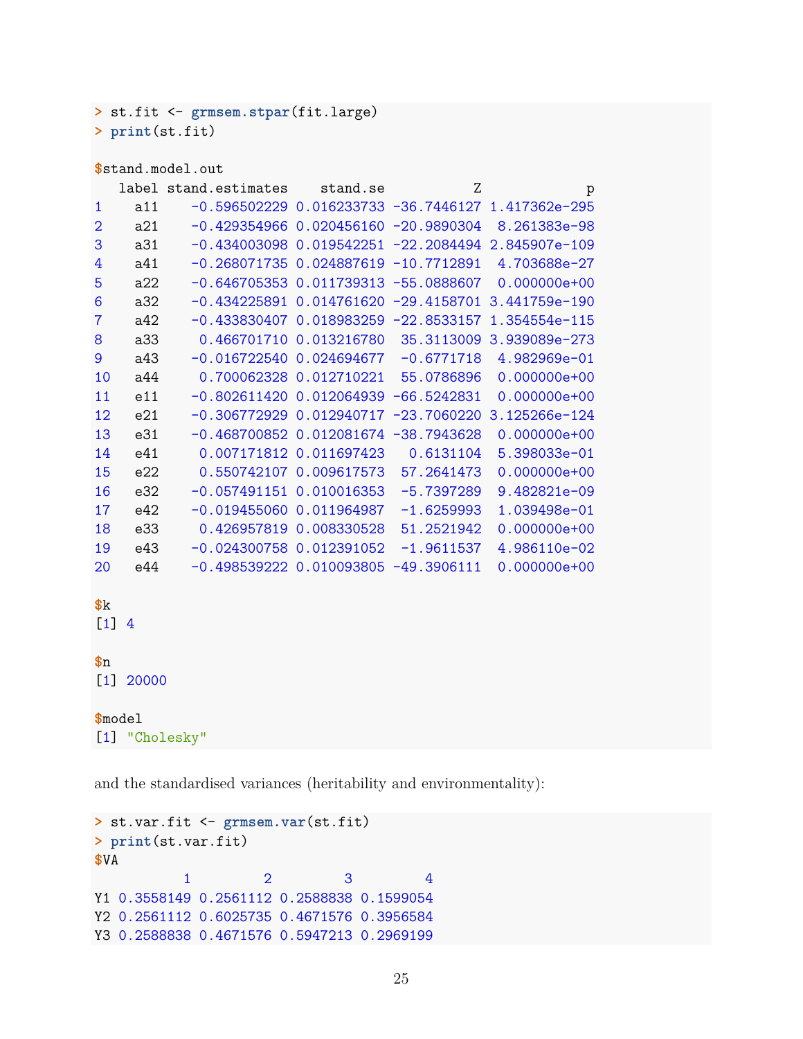```
> st.fit <- grmsem.stpar(fit.large)
> print(st.fit)

$stand.model.out
   label stand.estimates    stand.se           Z             p
1    a11    -0.596502229 0.016233733 -36.7446127 1.417362e-295
2    a21    -0.429354966 0.020456160 -20.9890304  8.261383e-98
3    a31    -0.434003098 0.019542251 -22.2084494 2.845907e-109
4    a41    -0.268071735 0.024887619 -10.7712891  4.703688e-27
5    a22    -0.646705353 0.011739313 -55.0888607  0.000000e+00
6    a32    -0.434225891 0.014761620 -29.4158701 3.441759e-190
7    a42    -0.433830407 0.018983259 -22.8533157 1.354554e-115
8    a33     0.466701710 0.013216780  35.3113009 3.939089e-273
9    a43    -0.016722540 0.024694677  -0.6771718  4.982969e-01
10   a44     0.700062328 0.012710221  55.0786896  0.000000e+00
11   e11    -0.802611420 0.012064939 -66.5242831  0.000000e+00
12   e21    -0.306772929 0.012940717 -23.7060220 3.125266e-124
13   e31    -0.468700852 0.012081674 -38.7943628  0.000000e+00
14   e41     0.007171812 0.011697423   0.6131104  5.398033e-01
15   e22     0.550742107 0.009617573  57.2641473  0.000000e+00
16   e32    -0.057491151 0.010016353  -5.7397289  9.482821e-09
17   e42    -0.019455060 0.011964987  -1.6259993  1.039498e-01
18   e33     0.426957819 0.008330528  51.2521942  0.000000e+00
19   e43    -0.024300758 0.012391052  -1.9611537  4.986110e-02
20   e44    -0.498539222 0.010093805 -49.3906111  0.000000e+00

$k
[1] 4

$n
[1] 20000

$model
[1] "Cholesky"
```

and the standardised variances (heritability and environmentality):

```
> st.var.fit <- grmsem.var(st.fit)
> print(st.var.fit)
$VA
           1         2         3         4
Y1 0.3558149 0.2561112 0.2588838 0.1599054
Y2 0.2561112 0.6025735 0.4671576 0.3956584
Y3 0.2588838 0.4671576 0.5947213 0.2969199
```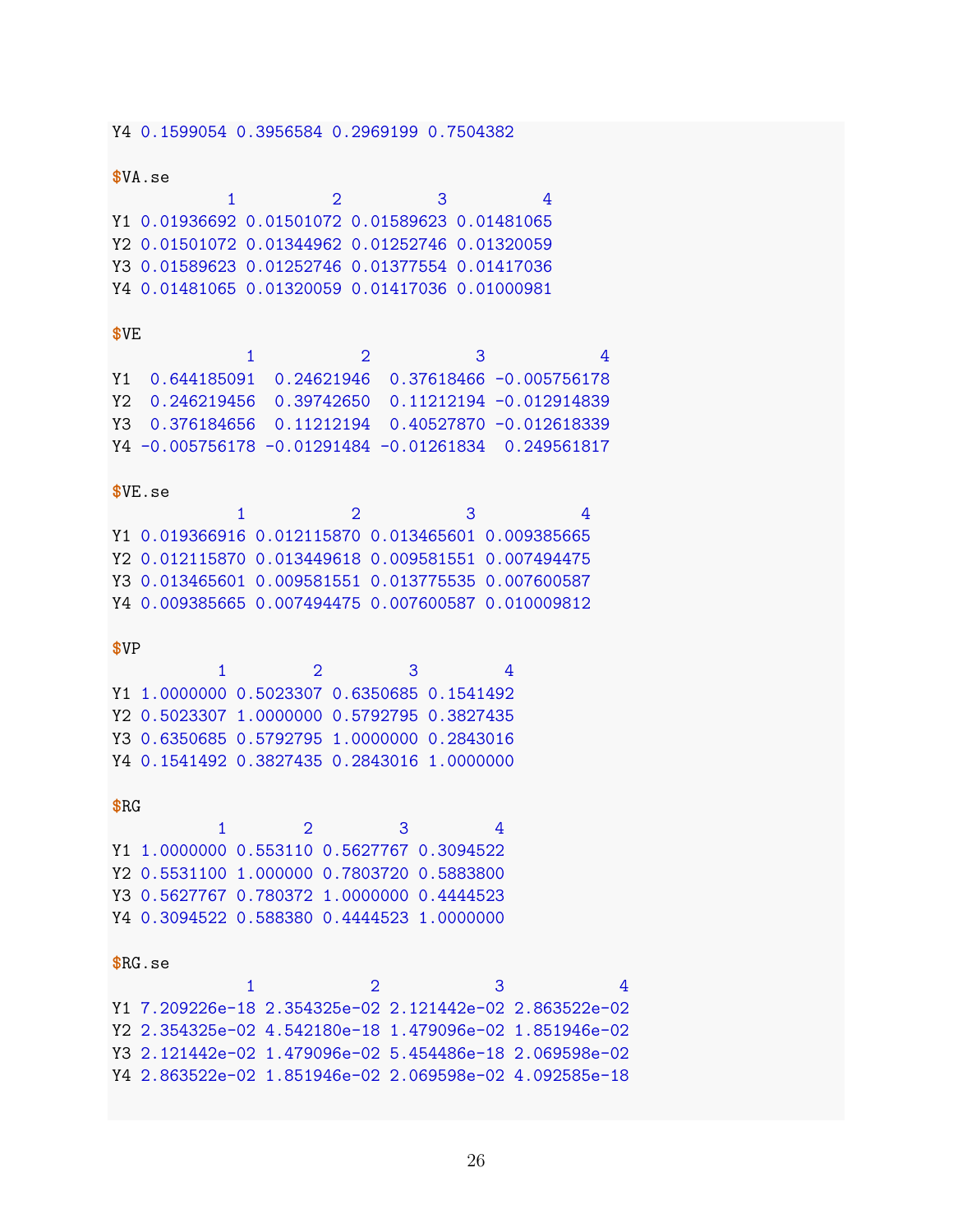```
Y4 0.1599054 0.3956584 0.2969199 0.7504382

$VA.se
            1          2          3          4
Y1 0.01936692 0.01501072 0.01589623 0.01481065
Y2 0.01501072 0.01344962 0.01252746 0.01320059
Y3 0.01589623 0.01252746 0.01377554 0.01417036
Y4 0.01481065 0.01320059 0.01417036 0.01000981

$VE
              1           2           3            4
Y1  0.644185091  0.24621946  0.37618466 -0.005756178
Y2  0.246219456  0.39742650  0.11212194 -0.012914839
Y3  0.376184656  0.11212194  0.40527870 -0.012618339
Y4 -0.005756178 -0.01291484 -0.01261834  0.249561817

$VE.se
             1           2           3           4
Y1 0.019366916 0.012115870 0.013465601 0.009385665
Y2 0.012115870 0.013449618 0.009581551 0.007494475
Y3 0.013465601 0.009581551 0.013775535 0.007600587
Y4 0.009385665 0.007494475 0.007600587 0.010009812

$VP
           1         2         3         4
Y1 1.0000000 0.5023307 0.6350685 0.1541492
Y2 0.5023307 1.0000000 0.5792795 0.3827435
Y3 0.6350685 0.5792795 1.0000000 0.2843016
Y4 0.1541492 0.3827435 0.2843016 1.0000000

$RG
           1        2         3         4
Y1 1.0000000 0.553110 0.5627767 0.3094522
Y2 0.5531100 1.000000 0.7803720 0.5883800
Y3 0.5627767 0.780372 1.0000000 0.4444523
Y4 0.3094522 0.588380 0.4444523 1.0000000

$RG.se
              1            2            3            4
Y1 7.209226e-18 2.354325e-02 2.121442e-02 2.863522e-02
Y2 2.354325e-02 4.542180e-18 1.479096e-02 1.851946e-02
Y3 2.121442e-02 1.479096e-02 5.454486e-18 2.069598e-02
Y4 2.863522e-02 1.851946e-02 2.069598e-02 4.092585e-18
```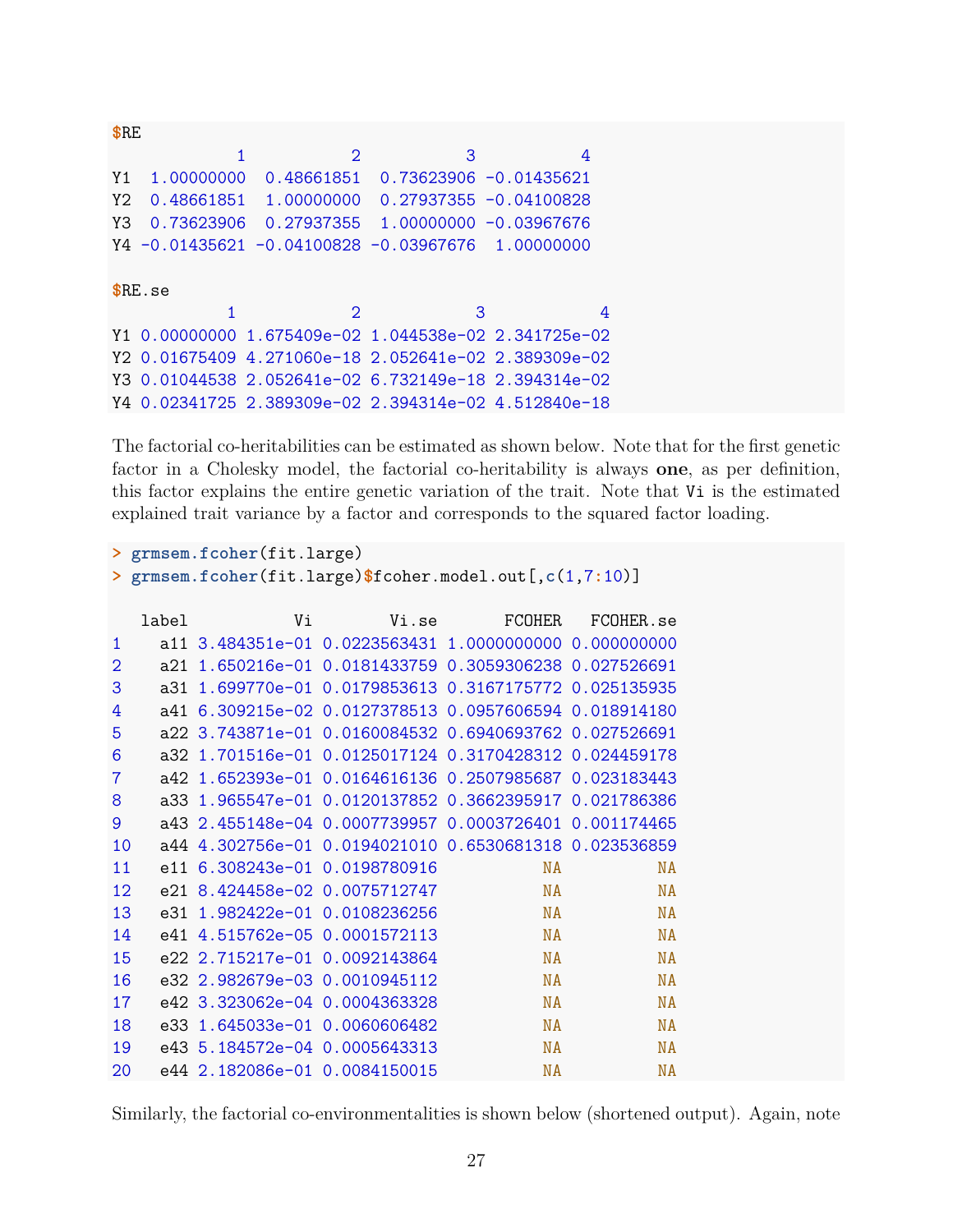```
$RE
            1           2           3           4
Y1  1.00000000  0.48661851  0.73623906 -0.01435621
Y2  0.48661851  1.00000000  0.27937355 -0.04100828
Y3  0.73623906  0.27937355  1.00000000 -0.03967676
Y4 -0.01435621 -0.04100828 -0.03967676  1.00000000

$RE.se
           1            2            3            4
Y1 0.00000000 1.675409e-02 1.044538e-02 2.341725e-02
Y2 0.01675409 4.271060e-18 2.052641e-02 2.389309e-02
Y3 0.01044538 2.052641e-02 6.732149e-18 2.394314e-02
Y4 0.02341725 2.389309e-02 2.394314e-02 4.512840e-18
```

The factorial co-heritabilities can be estimated as shown below. Note that for the first genetic factor in a Cholesky model, the factorial co-heritability is always **one**, as per definition, this factor explains the entire genetic variation of the trait. Note that `Vi` is the estimated explained trait variance by a factor and corresponds to the squared factor loading.

```
> grmsem.fcoher(fit.large)
> grmsem.fcoher(fit.large)$fcoher.model.out[,c(1,7:10)]

   label           Vi        Vi.se        FCOHER   FCOHER.se
1    a11 3.484351e-01 0.0223563431 1.0000000000 0.000000000
2    a21 1.650216e-01 0.0181433759 0.3059306238 0.027526691
3    a31 1.699770e-01 0.0179853613 0.3167175772 0.025135935
4    a41 6.309215e-02 0.0127378513 0.0957606594 0.018914180
5    a22 3.743871e-01 0.0160084532 0.6940693762 0.027526691
6    a32 1.701516e-01 0.0125017124 0.3170428312 0.024459178
7    a42 1.652393e-01 0.0164616136 0.2507985687 0.023183443
8    a33 1.965547e-01 0.0120137852 0.3662395917 0.021786386
9    a43 2.455148e-04 0.0007739957 0.0003726401 0.001174465
10   a44 4.302756e-01 0.0194021010 0.6530681318 0.023536859
11   e11 6.308243e-01 0.0198780916           NA          NA
12   e21 8.424458e-02 0.0075712747           NA          NA
13   e31 1.982422e-01 0.0108236256           NA          NA
14   e41 4.515762e-05 0.0001572113           NA          NA
15   e22 2.715217e-01 0.0092143864           NA          NA
16   e32 2.982679e-03 0.0010945112           NA          NA
17   e42 3.323062e-04 0.0004363328           NA          NA
18   e33 1.645033e-01 0.0060606482           NA          NA
19   e43 5.184572e-04 0.0005643313           NA          NA
20   e44 2.182086e-01 0.0084150015           NA          NA
```

Similarly, the factorial co-environmentalities is shown below (shortened output). Again, note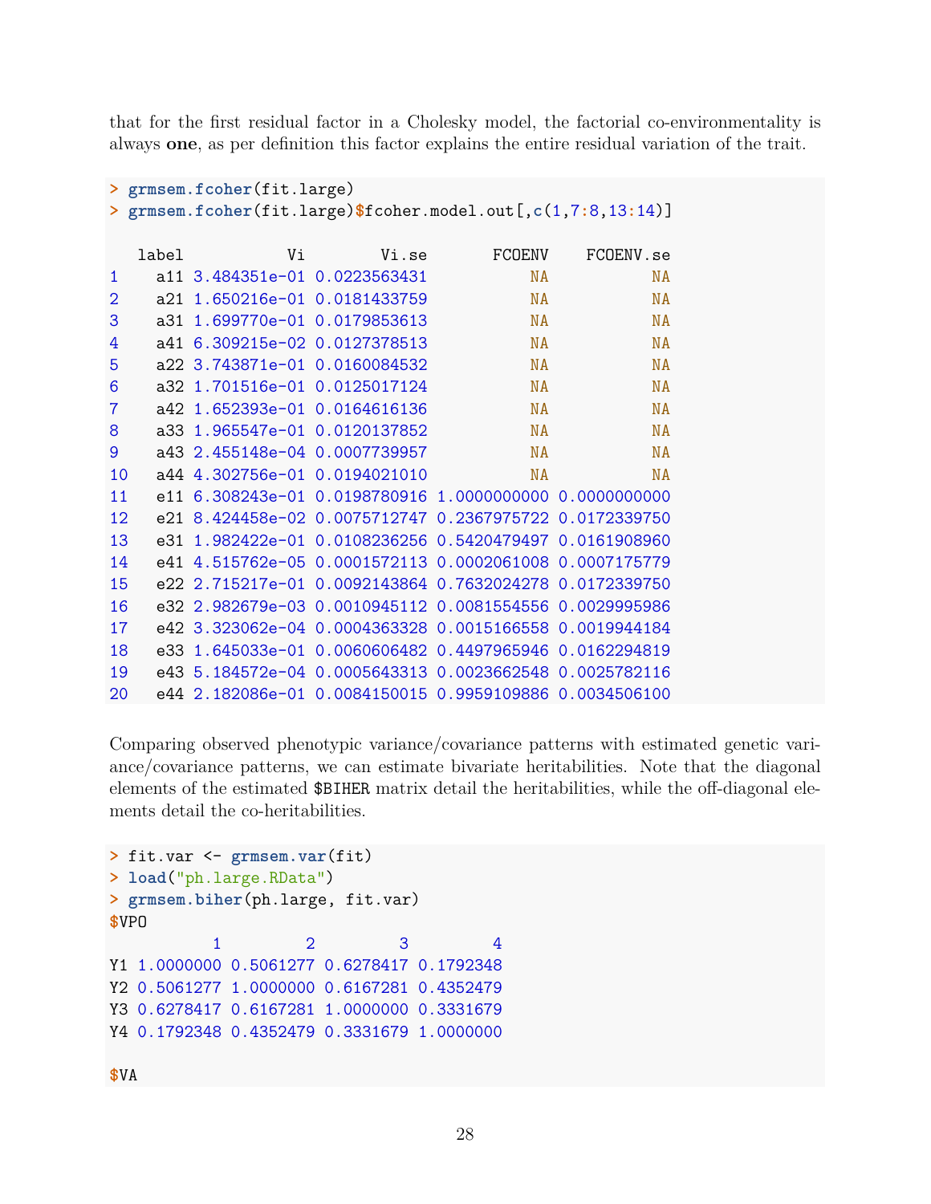that for the first residual factor in a Cholesky model, the factorial co-environmentality is always **one**, as per definition this factor explains the entire residual variation of the trait.

```
> grmsem.fcoher(fit.large)
> grmsem.fcoher(fit.large)$fcoher.model.out[,c(1,7:8,13:14)]

   label           Vi        Vi.se       FCOENV    FCOENV.se
1    a11 3.484351e-01 0.0223563431           NA           NA
2    a21 1.650216e-01 0.0181433759           NA           NA
3    a31 1.699770e-01 0.0179853613           NA           NA
4    a41 6.309215e-02 0.0127378513           NA           NA
5    a22 3.743871e-01 0.0160084532           NA           NA
6    a32 1.701516e-01 0.0125017124           NA           NA
7    a42 1.652393e-01 0.0164616136           NA           NA
8    a33 1.965547e-01 0.0120137852           NA           NA
9    a43 2.455148e-04 0.0007739957           NA           NA
10   a44 4.302756e-01 0.0194021010           NA           NA
11   e11 6.308243e-01 0.0198780916 1.0000000000 0.0000000000
12   e21 8.424458e-02 0.0075712747 0.2367975722 0.0172339750
13   e31 1.982422e-01 0.0108236256 0.5420479497 0.0161908960
14   e41 4.515762e-05 0.0001572113 0.0002061008 0.0007175779
15   e22 2.715217e-01 0.0092143864 0.7632024278 0.0172339750
16   e32 2.982679e-03 0.0010945112 0.0081554556 0.0029995986
17   e42 3.323062e-04 0.0004363328 0.0015166558 0.0019944184
18   e33 1.645033e-01 0.0060606482 0.4497965946 0.0162294819
19   e43 5.184572e-04 0.0005643313 0.0023662548 0.0025782116
20   e44 2.182086e-01 0.0084150015 0.9959109886 0.0034506100
```

Comparing observed phenotypic variance/covariance patterns with estimated genetic variance/covariance patterns, we can estimate bivariate heritabilities. Note that the diagonal elements of the estimated `$BIHER` matrix detail the heritabilities, while the off-diagonal elements detail the co-heritabilities.

```
> fit.var <- grmsem.var(fit)
> load("ph.large.RData")
> grmsem.biher(ph.large, fit.var)
$VPO
           1         2         3         4
Y1 1.0000000 0.5061277 0.6278417 0.1792348
Y2 0.5061277 1.0000000 0.6167281 0.4352479
Y3 0.6278417 0.6167281 1.0000000 0.3331679
Y4 0.1792348 0.4352479 0.3331679 1.0000000

$VA
```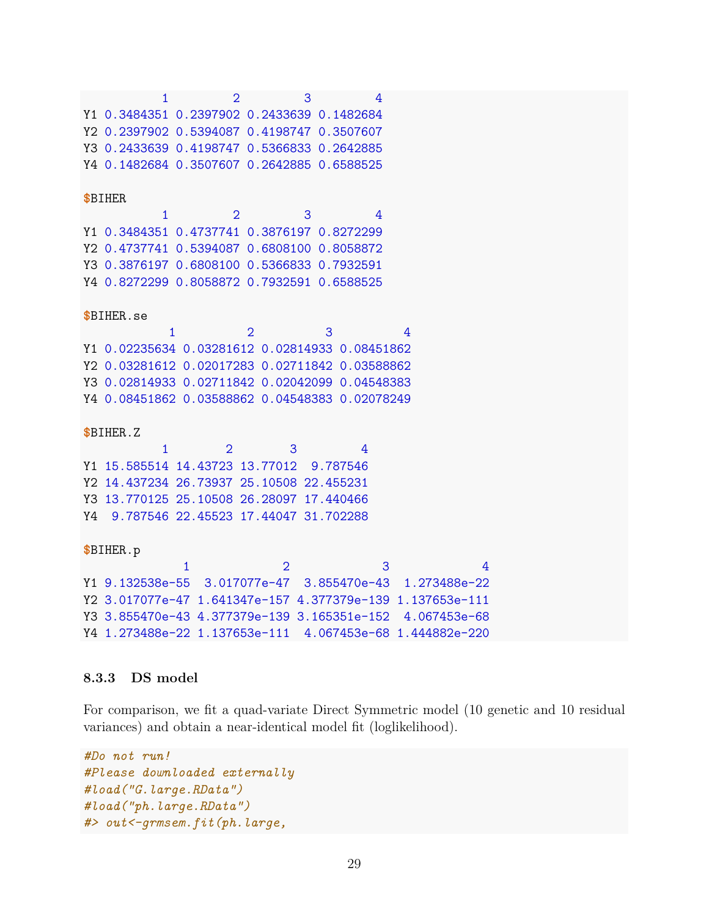```
           1         2         3         4
Y1 0.3484351 0.2397902 0.2433639 0.1482684
Y2 0.2397902 0.5394087 0.4198747 0.3507607
Y3 0.2433639 0.4198747 0.5366833 0.2642885
Y4 0.1482684 0.3507607 0.2642885 0.6588525

$BIHER
           1         2         3         4
Y1 0.3484351 0.4737741 0.3876197 0.8272299
Y2 0.4737741 0.5394087 0.6808100 0.8058872
Y3 0.3876197 0.6808100 0.5366833 0.7932591
Y4 0.8272299 0.8058872 0.7932591 0.6588525

$BIHER.se
            1          2          3          4
Y1 0.02235634 0.03281612 0.02814933 0.08451862
Y2 0.03281612 0.02017283 0.02711842 0.03588862
Y3 0.02814933 0.02711842 0.02042099 0.04548383
Y4 0.08451862 0.03588862 0.04548383 0.02078249

$BIHER.Z
           1        2        3         4
Y1 15.585514 14.43723 13.77012  9.787546
Y2 14.437234 26.73937 25.10508 22.455231
Y3 13.770125 25.10508 26.28097 17.440466
Y4  9.787546 22.45523 17.44047 31.702288

$BIHER.p
             1             2             3             4
Y1 9.132538e-55  3.017077e-47  3.855470e-43  1.273488e-22
Y2 3.017077e-47 1.641347e-157 4.377379e-139 1.137653e-111
Y3 3.855470e-43 4.377379e-139 3.165351e-152  4.067453e-68
Y4 1.273488e-22 1.137653e-111  4.067453e-68 1.444882e-220
```

### 8.3.3 DS model

For comparison, we fit a quad-variate Direct Symmetric model (10 genetic and 10 residual variances) and obtain a near-identical model fit (loglikelihood).

```
#Do not run!
#Please downloaded externally
#load("G.large.RData")
#load("ph.large.RData")
#> out<-grmsem.fit(ph.large,
```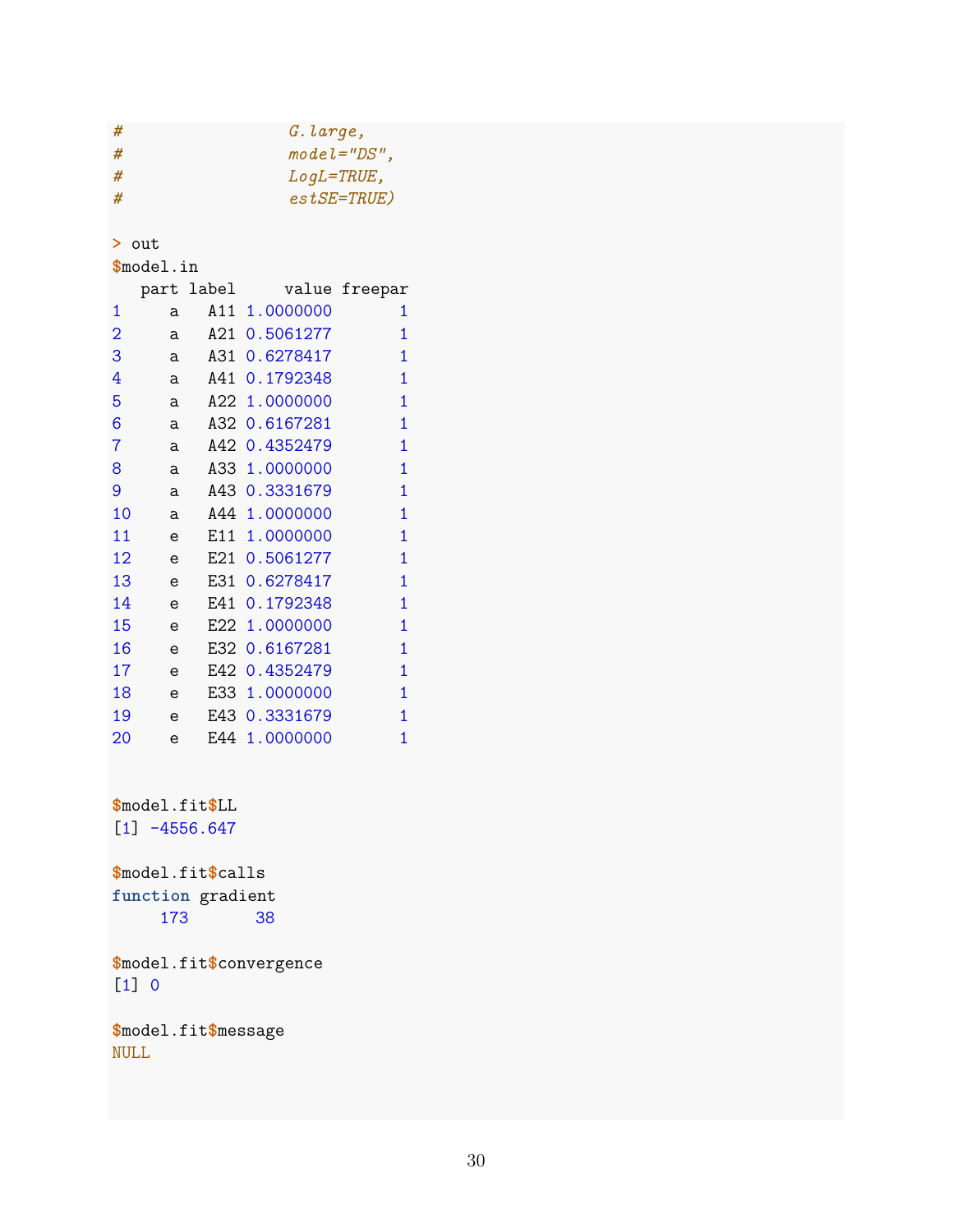```
#                  G.large,
#                  model="DS",
#                  LogL=TRUE,
#                  estSE=TRUE)

> out
$model.in
   part label     value freepar
1     a   A11 1.0000000       1
2     a   A21 0.5061277       1
3     a   A31 0.6278417       1
4     a   A41 0.1792348       1
5     a   A22 1.0000000       1
6     a   A32 0.6167281       1
7     a   A42 0.4352479       1
8     a   A33 1.0000000       1
9     a   A43 0.3331679       1
10    a   A44 1.0000000       1
11    e   E11 1.0000000       1
12    e   E21 0.5061277       1
13    e   E31 0.6278417       1
14    e   E41 0.1792348       1
15    e   E22 1.0000000       1
16    e   E32 0.6167281       1
17    e   E42 0.4352479       1
18    e   E33 1.0000000       1
19    e   E43 0.3331679       1
20    e   E44 1.0000000       1


$model.fit$LL
[1] -4556.647

$model.fit$calls
function gradient
     173       38

$model.fit$convergence
[1] 0

$model.fit$message
NULL
```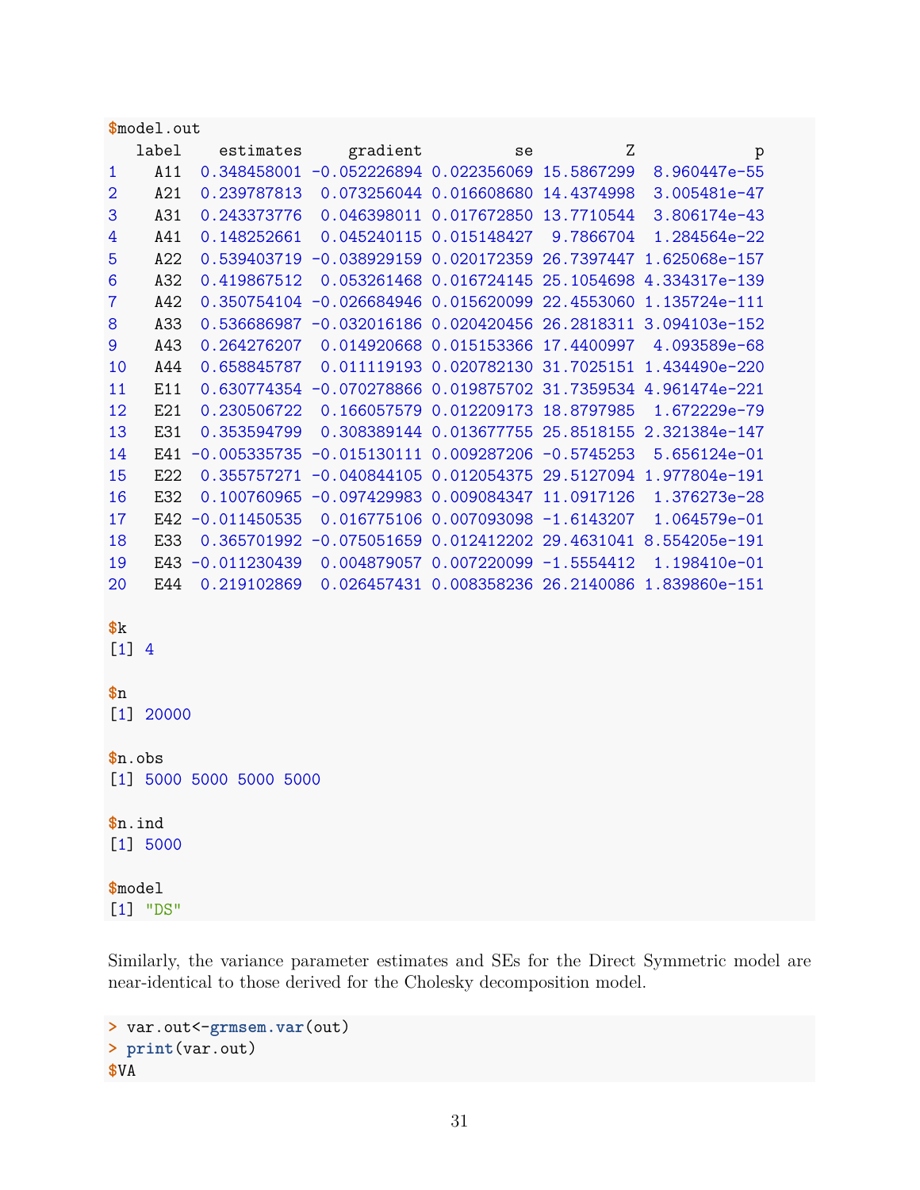```
$model.out
   label    estimates     gradient          se          Z             p
1    A11  0.348458001 -0.052226894 0.022356069 15.5867299  8.960447e-55
2    A21  0.239787813  0.073256044 0.016608680 14.4374998  3.005481e-47
3    A31  0.243373776  0.046398011 0.017672850 13.7710544  3.806174e-43
4    A41  0.148252661  0.045240115 0.015148427  9.7866704  1.284564e-22
5    A22  0.539403719 -0.038929159 0.020172359 26.7397447 1.625068e-157
6    A32  0.419867512  0.053261468 0.016724145 25.1054698 4.334317e-139
7    A42  0.350754104 -0.026684946 0.015620099 22.4553060 1.135724e-111
8    A33  0.536686987 -0.032016186 0.020420456 26.2818311 3.094103e-152
9    A43  0.264276207  0.014920668 0.015153366 17.4400997  4.093589e-68
10   A44  0.658845787  0.011119193 0.020782130 31.7025151 1.434490e-220
11   E11  0.630774354 -0.070278866 0.019875702 31.7359534 4.961474e-221
12   E21  0.230506722  0.166057579 0.012209173 18.8797985  1.672229e-79
13   E31  0.353594799  0.308389144 0.013677755 25.8518155 2.321384e-147
14   E41 -0.005335735 -0.015130111 0.009287206 -0.5745253  5.656124e-01
15   E22  0.355757271 -0.040844105 0.012054375 29.5127094 1.977804e-191
16   E32  0.100760965 -0.097429983 0.009084347 11.0917126  1.376273e-28
17   E42 -0.011450535  0.016775106 0.007093098 -1.6143207  1.064579e-01
18   E33  0.365701992 -0.075051659 0.012412202 29.4631041 8.554205e-191
19   E43 -0.011230439  0.004879057 0.007220099 -1.5554412  1.198410e-01
20   E44  0.219102869  0.026457431 0.008358236 26.2140086 1.839860e-151

$k
[1] 4

$n
[1] 20000

$n.obs
[1] 5000 5000 5000 5000

$n.ind
[1] 5000

$model
[1] "DS"
```

Similarly, the variance parameter estimates and SEs for the Direct Symmetric model are near-identical to those derived for the Cholesky decomposition model.

```
> var.out<-grmsem.var(out)
> print(var.out)
$VA
```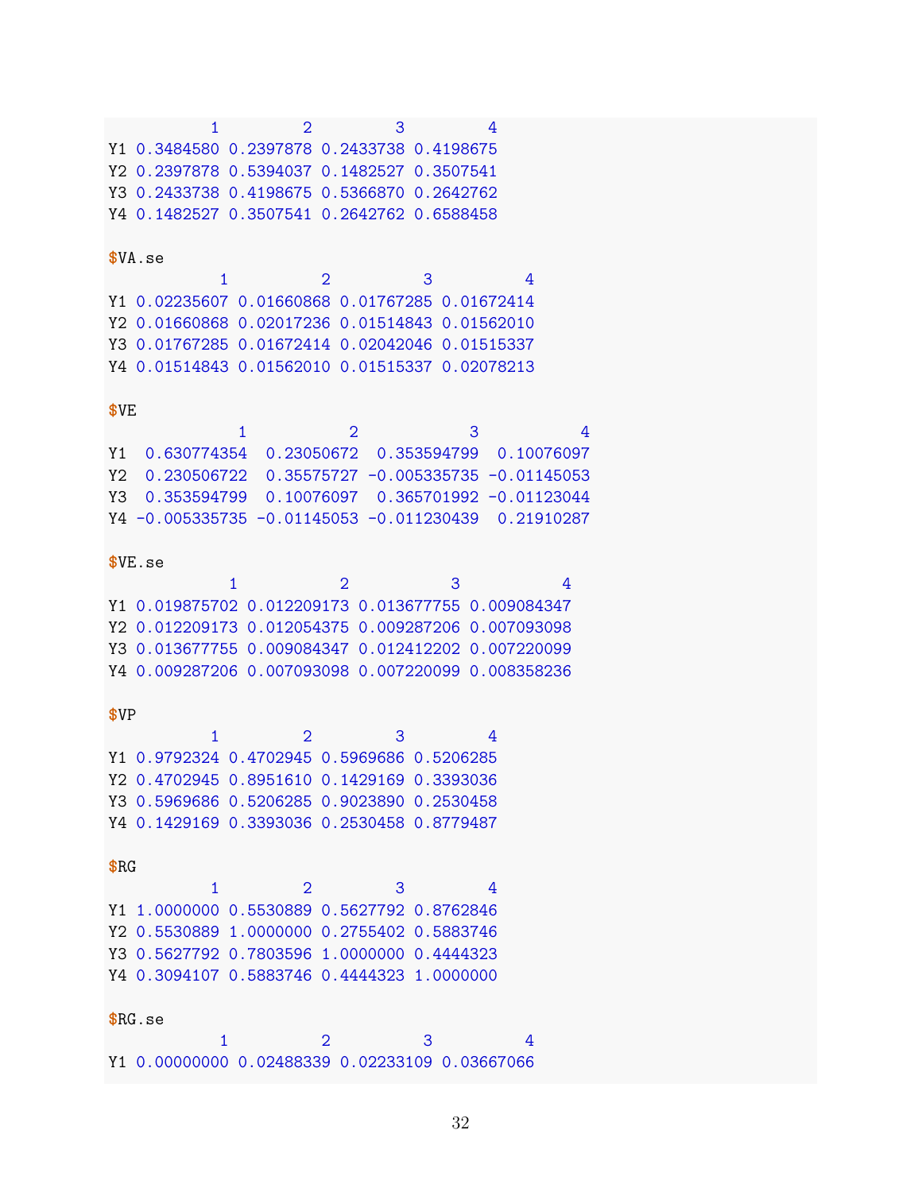```
          1         2         3         4
Y1 0.3484580 0.2397878 0.2433738 0.4198675
Y2 0.2397878 0.5394037 0.1482527 0.3507541
Y3 0.2433738 0.4198675 0.5366870 0.2642762
Y4 0.1482527 0.3507541 0.2642762 0.6588458

$VA.se
           1          2          3          4
Y1 0.02235607 0.01660868 0.01767285 0.01672414
Y2 0.01660868 0.02017236 0.01514843 0.01562010
Y3 0.01767285 0.01672414 0.02042046 0.01515337
Y4 0.01514843 0.01562010 0.01515337 0.02078213

$VE
             1           2            3           4
Y1  0.630774354  0.23050672  0.353594799  0.10076097
Y2  0.230506722  0.35575727 -0.005335735 -0.01145053
Y3  0.353594799  0.10076097  0.365701992 -0.01123044
Y4 -0.005335735 -0.01145053 -0.011230439  0.21910287

$VE.se
            1           2           3           4
Y1 0.019875702 0.012209173 0.013677755 0.009084347
Y2 0.012209173 0.012054375 0.009287206 0.007093098
Y3 0.013677755 0.009084347 0.012412202 0.007220099
Y4 0.009287206 0.007093098 0.007220099 0.008358236

$VP
          1         2         3         4
Y1 0.9792324 0.4702945 0.5969686 0.5206285
Y2 0.4702945 0.8951610 0.1429169 0.3393036
Y3 0.5969686 0.5206285 0.9023890 0.2530458
Y4 0.1429169 0.3393036 0.2530458 0.8779487

$RG
          1         2         3         4
Y1 1.0000000 0.5530889 0.5627792 0.8762846
Y2 0.5530889 1.0000000 0.2755402 0.5883746
Y3 0.5627792 0.7803596 1.0000000 0.4444323
Y4 0.3094107 0.5883746 0.4444323 1.0000000

$RG.se
           1          2          3          4
Y1 0.00000000 0.02488339 0.02233109 0.03667066
```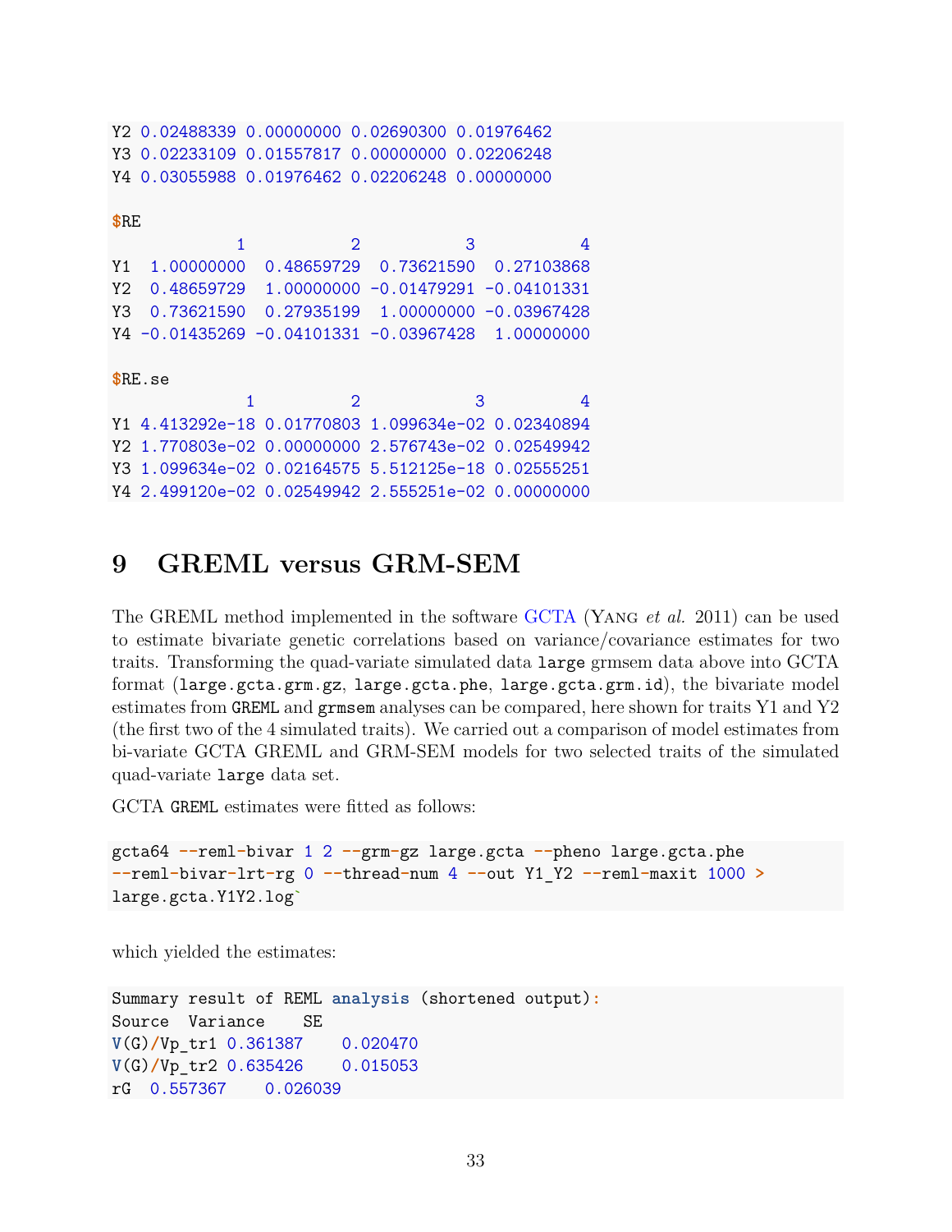```
Y2 0.02488339 0.00000000 0.02690300 0.01976462
Y3 0.02233109 0.01557817 0.00000000 0.02206248
Y4 0.03055988 0.01976462 0.02206248 0.00000000

$RE
             1           2           3           4
Y1  1.00000000  0.48659729  0.73621590  0.27103868
Y2  0.48659729  1.00000000 -0.01479291 -0.04101331
Y3  0.73621590  0.27935199  1.00000000 -0.03967428
Y4 -0.01435269 -0.04101331 -0.03967428  1.00000000

$RE.se
              1          2            3          4
Y1 4.413292e-18 0.01770803 1.099634e-02 0.02340894
Y2 1.770803e-02 0.00000000 2.576743e-02 0.02549942
Y3 1.099634e-02 0.02164575 5.512125e-18 0.02555251
Y4 2.499120e-02 0.02549942 2.555251e-02 0.00000000
```

# 9 GREML versus GRM-SEM

The GREML method implemented in the software GCTA (Yang *et al.* 2011) can be used to estimate bivariate genetic correlations based on variance/covariance estimates for two traits. Transforming the quad-variate simulated data `large` grmsem data above into GCTA format (`large.gcta.grm.gz`, `large.gcta.phe`, `large.gcta.grm.id`), the bivariate model estimates from `GREML` and `grmsem` analyses can be compared, here shown for traits Y1 and Y2 (the first two of the 4 simulated traits). We carried out a comparison of model estimates from bi-variate GCTA GREML and GRM-SEM models for two selected traits of the simulated quad-variate `large` data set.

GCTA `GREML` estimates were fitted as follows:

```
gcta64 --reml-bivar 1 2 --grm-gz large.gcta --pheno large.gcta.phe
--reml-bivar-lrt-rg 0 --thread-num 4 --out Y1_Y2 --reml-maxit 1000 >
large.gcta.Y1Y2.log`
```

which yielded the estimates:

```
Summary result of REML analysis (shortened output):
Source  Variance    SE
V(G)/Vp_tr1 0.361387    0.020470
V(G)/Vp_tr2 0.635426    0.015053
rG  0.557367    0.026039
```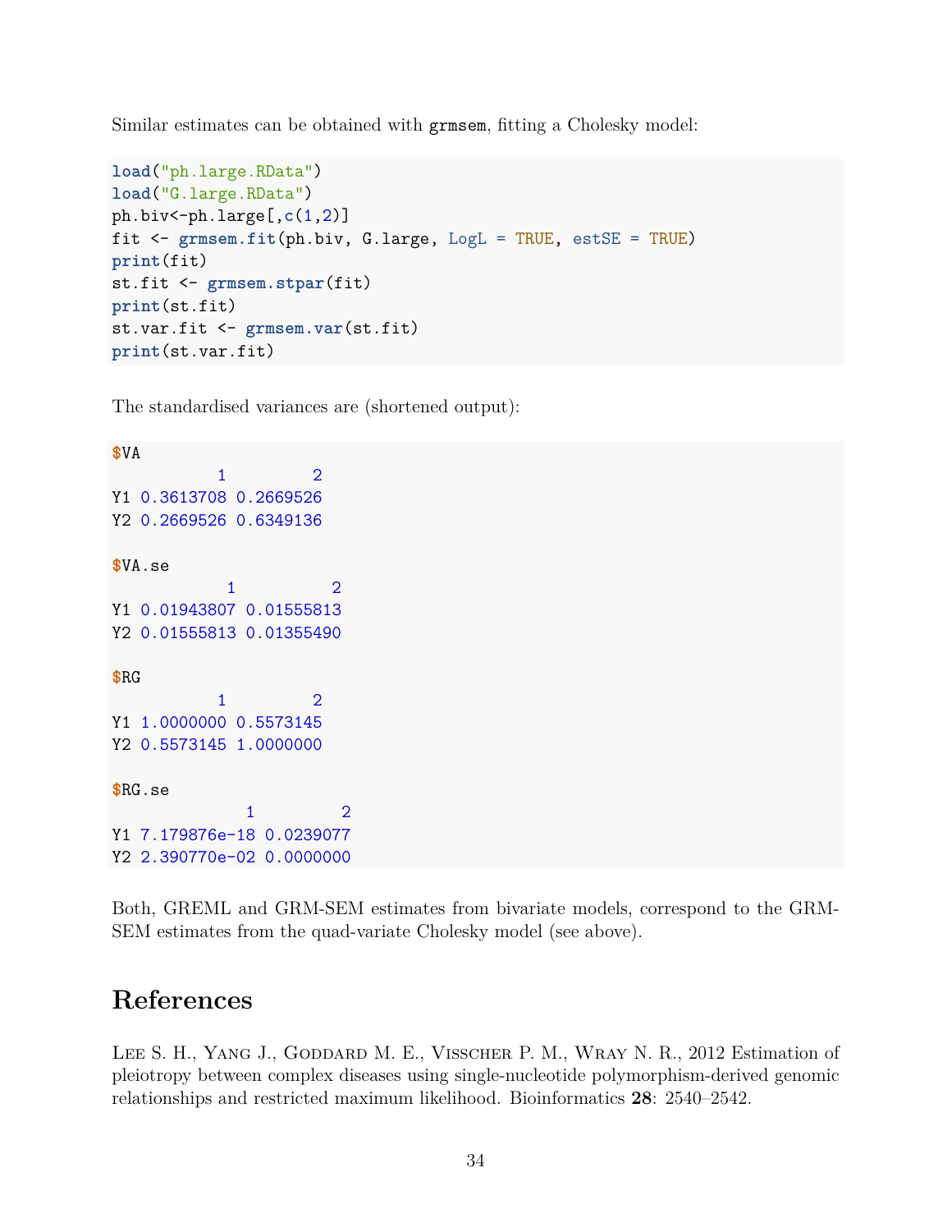Similar estimates can be obtained with `grmsem`, fitting a Cholesky model:

```
load("ph.large.RData")
load("G.large.RData")
ph.biv<-ph.large[,c(1,2)]
fit <- grmsem.fit(ph.biv, G.large, LogL = TRUE, estSE = TRUE)
print(fit)
st.fit <- grmsem.stpar(fit)
print(st.fit)
st.var.fit <- grmsem.var(st.fit)
print(st.var.fit)
```

The standardised variances are (shortened output):

```
$VA
          1         2
Y1 0.3613708 0.2669526
Y2 0.2669526 0.6349136

$VA.se
           1          2
Y1 0.01943807 0.01555813
Y2 0.01555813 0.01355490

$RG
          1         2
Y1 1.0000000 0.5573145
Y2 0.5573145 1.0000000

$RG.se
             1         2
Y1 7.179876e-18 0.0239077
Y2 2.390770e-02 0.0000000
```

Both, GREML and GRM-SEM estimates from bivariate models, correspond to the GRM-SEM estimates from the quad-variate Cholesky model (see above).

# References

Lee S. H., Yang J., Goddard M. E., Visscher P. M., Wray N. R., 2012 Estimation of pleiotropy between complex diseases using single-nucleotide polymorphism-derived genomic relationships and restricted maximum likelihood. Bioinformatics **28**: 2540–2542.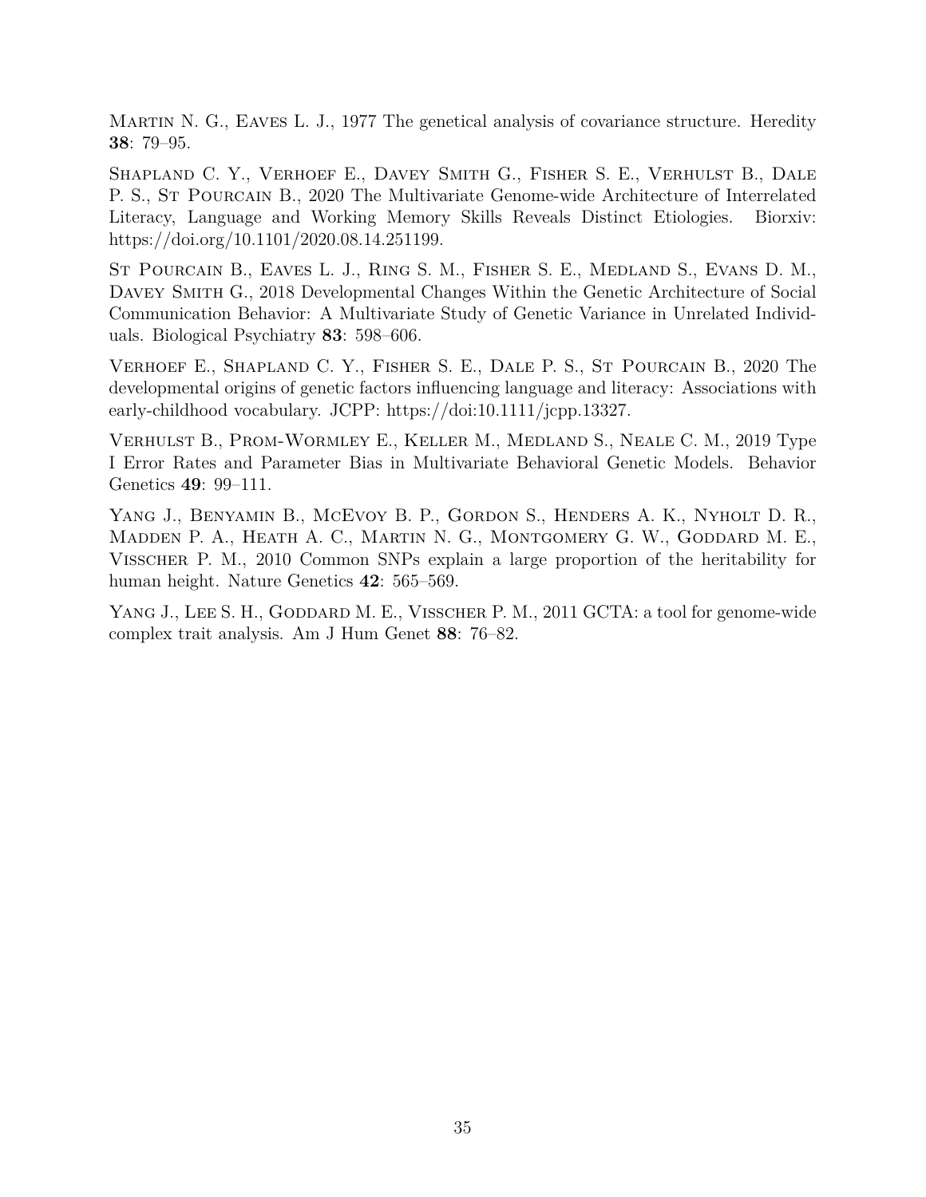Martin N. G., Eaves L. J., 1977 The genetical analysis of covariance structure. Heredity **38**: 79–95.

Shapland C. Y., Verhoef E., Davey Smith G., Fisher S. E., Verhulst B., Dale P. S., St Pourcain B., 2020 The Multivariate Genome-wide Architecture of Interrelated Literacy, Language and Working Memory Skills Reveals Distinct Etiologies. Biorxiv: https://doi.org/10.1101/2020.08.14.251199.

St Pourcain B., Eaves L. J., Ring S. M., Fisher S. E., Medland S., Evans D. M., Davey Smith G., 2018 Developmental Changes Within the Genetic Architecture of Social Communication Behavior: A Multivariate Study of Genetic Variance in Unrelated Individuals. Biological Psychiatry **83**: 598–606.

Verhoef E., Shapland C. Y., Fisher S. E., Dale P. S., St Pourcain B., 2020 The developmental origins of genetic factors influencing language and literacy: Associations with early-childhood vocabulary. JCPP: https://doi:10.1111/jcpp.13327.

Verhulst B., Prom-Wormley E., Keller M., Medland S., Neale C. M., 2019 Type I Error Rates and Parameter Bias in Multivariate Behavioral Genetic Models. Behavior Genetics **49**: 99–111.

Yang J., Benyamin B., McEvoy B. P., Gordon S., Henders A. K., Nyholt D. R., Madden P. A., Heath A. C., Martin N. G., Montgomery G. W., Goddard M. E., Visscher P. M., 2010 Common SNPs explain a large proportion of the heritability for human height. Nature Genetics **42**: 565–569.

Yang J., Lee S. H., Goddard M. E., Visscher P. M., 2011 GCTA: a tool for genome-wide complex trait analysis. Am J Hum Genet **88**: 76–82.